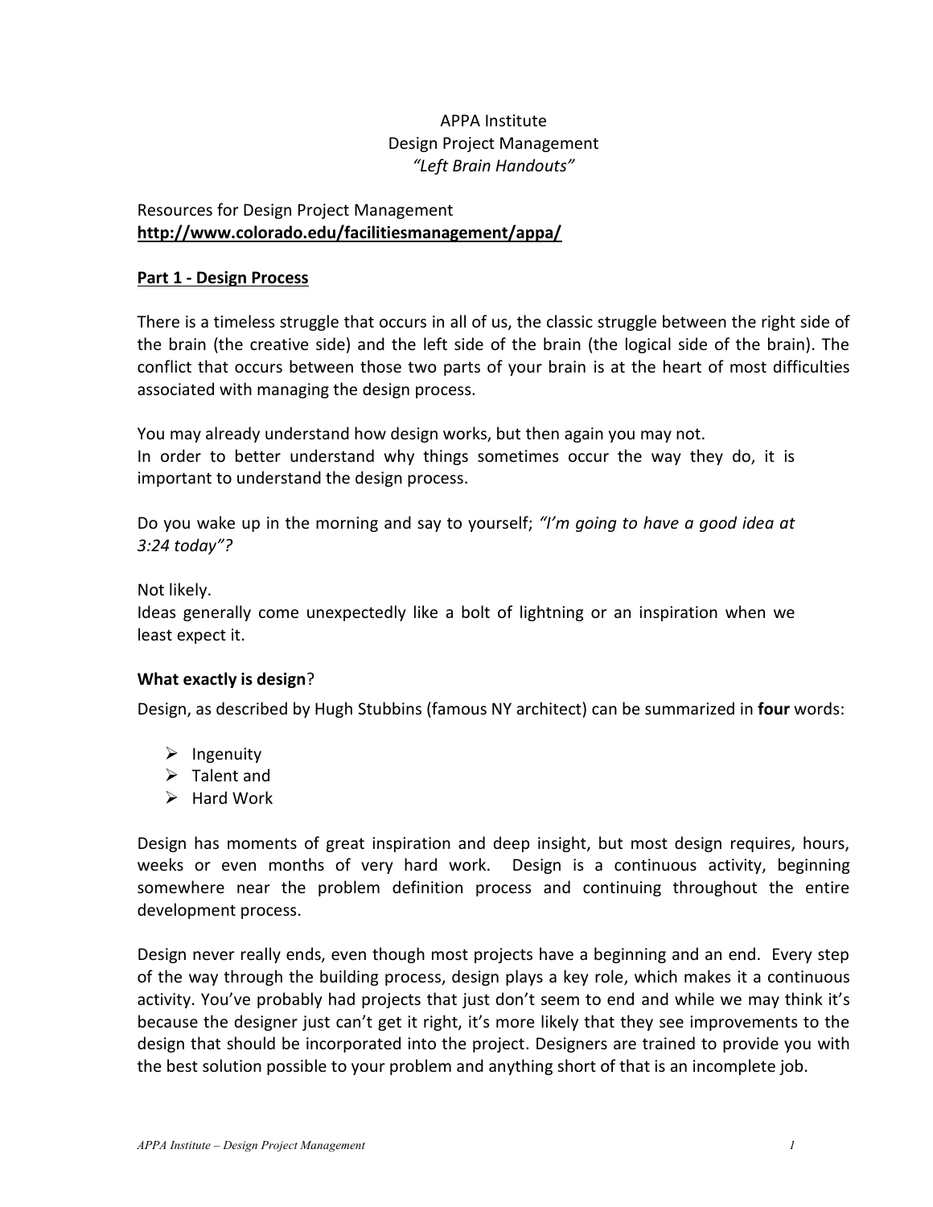APPA Institute
Design Project Management
*"Left Brain Handouts"*

Resources for Design Project Management
**http://www.colorado.edu/facilitiesmanagement/appa/**

## Part 1 - Design Process

There is a timeless struggle that occurs in all of us, the classic struggle between the right side of the brain (the creative side) and the left side of the brain (the logical side of the brain). The conflict that occurs between those two parts of your brain is at the heart of most difficulties associated with managing the design process.

You may already understand how design works, but then again you may not.
In order to better understand why things sometimes occur the way they do, it is important to understand the design process.

Do you wake up in the morning and say to yourself; *"I'm going to have a good idea at 3:24 today"?*

Not likely.
Ideas generally come unexpectedly like a bolt of lightning or an inspiration when we least expect it.

### What exactly is design?

Design, as described by Hugh Stubbins (famous NY architect) can be summarized in **four** words:

- Ingenuity
- Talent and
- Hard Work

Design has moments of great inspiration and deep insight, but most design requires, hours, weeks or even months of very hard work. Design is a continuous activity, beginning somewhere near the problem definition process and continuing throughout the entire development process.

Design never really ends, even though most projects have a beginning and an end. Every step of the way through the building process, design plays a key role, which makes it a continuous activity. You've probably had projects that just don't seem to end and while we may think it's because the designer just can't get it right, it's more likely that they see improvements to the design that should be incorporated into the project. Designers are trained to provide you with the best solution possible to your problem and anything short of that is an incomplete job.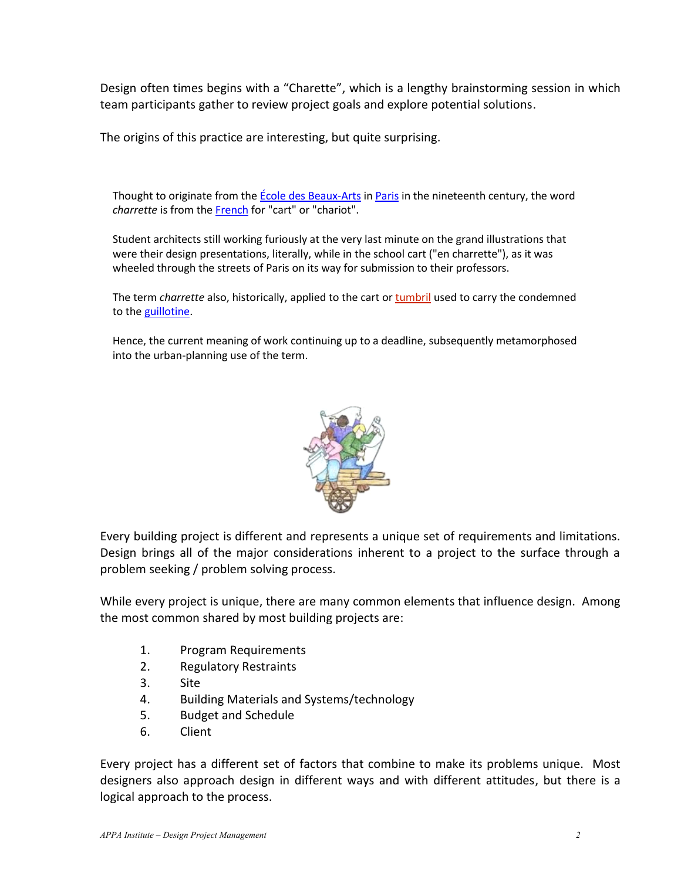Design often times begins with a "Charette", which is a lengthy brainstorming session in which team participants gather to review project goals and explore potential solutions.

The origins of this practice are interesting, but quite surprising.

> Thought to originate from the École des Beaux-Arts in Paris in the nineteenth century, the word *charrette* is from the French for "cart" or "chariot".
>
> Student architects still working furiously at the very last minute on the grand illustrations that were their design presentations, literally, while in the school cart ("en charrette"), as it was wheeled through the streets of Paris on its way for submission to their professors.
>
> The term *charrette* also, historically, applied to the cart or tumbril used to carry the condemned to the guillotine.
>
> Hence, the current meaning of work continuing up to a deadline, subsequently metamorphosed into the urban-planning use of the term.

Every building project is different and represents a unique set of requirements and limitations. Design brings all of the major considerations inherent to a project to the surface through a problem seeking / problem solving process.

While every project is unique, there are many common elements that influence design. Among the most common shared by most building projects are:

1. Program Requirements
2. Regulatory Restraints
3. Site
4. Building Materials and Systems/technology
5. Budget and Schedule
6. Client

Every project has a different set of factors that combine to make its problems unique. Most designers also approach design in different ways and with different attitudes, but there is a logical approach to the process.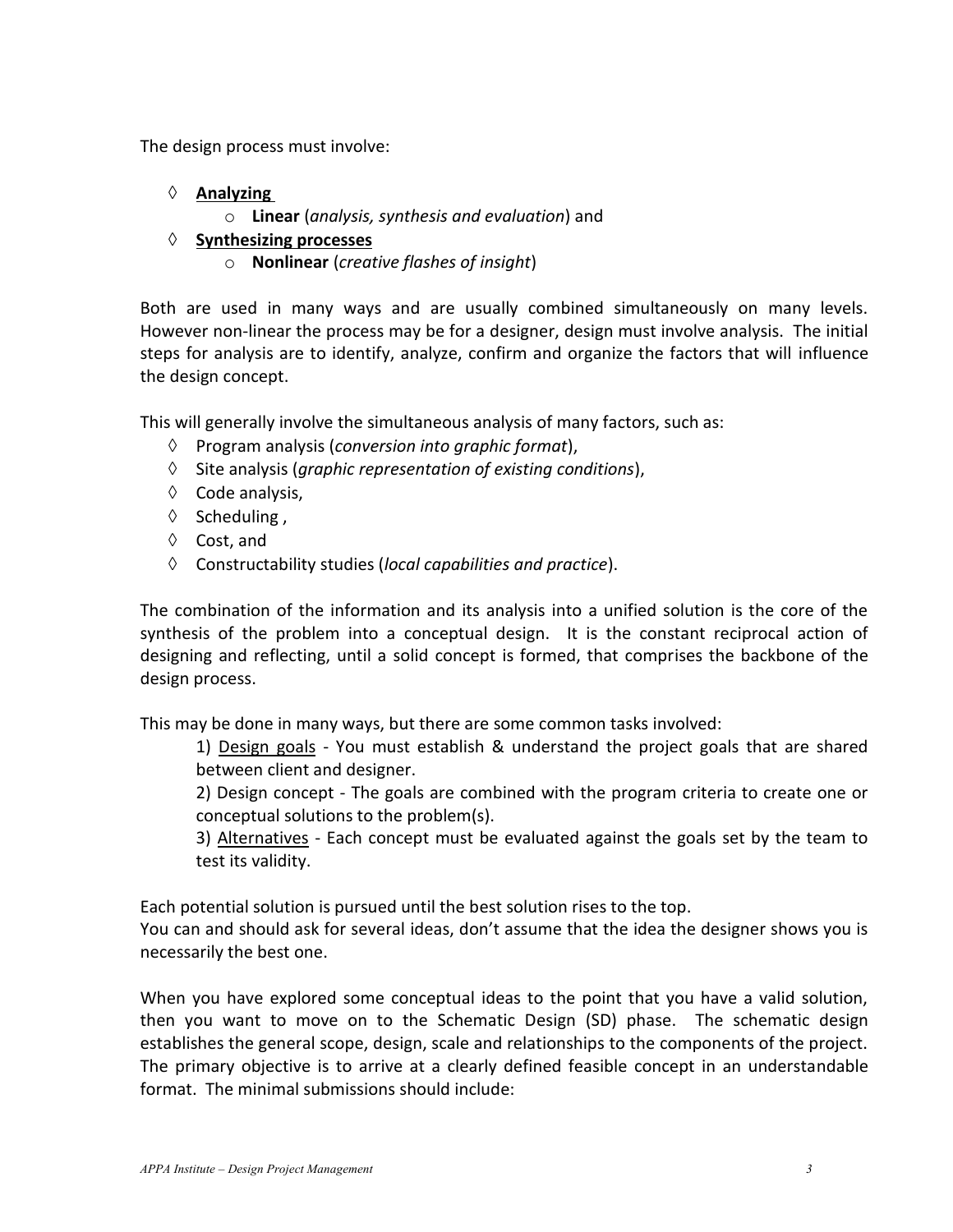The design process must involve:

- **Analyzing**
  - **Linear** (*analysis, synthesis and evaluation*) and
- **Synthesizing processes**
  - **Nonlinear** (*creative flashes of insight*)

Both are used in many ways and are usually combined simultaneously on many levels. However non-linear the process may be for a designer, design must involve analysis. The initial steps for analysis are to identify, analyze, confirm and organize the factors that will influence the design concept.

This will generally involve the simultaneous analysis of many factors, such as:

- Program analysis (*conversion into graphic format*),
- Site analysis (*graphic representation of existing conditions*),
- Code analysis,
- Scheduling ,
- Cost, and
- Constructability studies (*local capabilities and practice*).

The combination of the information and its analysis into a unified solution is the core of the synthesis of the problem into a conceptual design. It is the constant reciprocal action of designing and reflecting, until a solid concept is formed, that comprises the backbone of the design process.

This may be done in many ways, but there are some common tasks involved:

1) Design goals - You must establish & understand the project goals that are shared between client and designer.

2) Design concept - The goals are combined with the program criteria to create one or conceptual solutions to the problem(s).

3) Alternatives - Each concept must be evaluated against the goals set by the team to test its validity.

Each potential solution is pursued until the best solution rises to the top.
You can and should ask for several ideas, don't assume that the idea the designer shows you is necessarily the best one.

When you have explored some conceptual ideas to the point that you have a valid solution, then you want to move on to the Schematic Design (SD) phase. The schematic design establishes the general scope, design, scale and relationships to the components of the project. The primary objective is to arrive at a clearly defined feasible concept in an understandable format. The minimal submissions should include: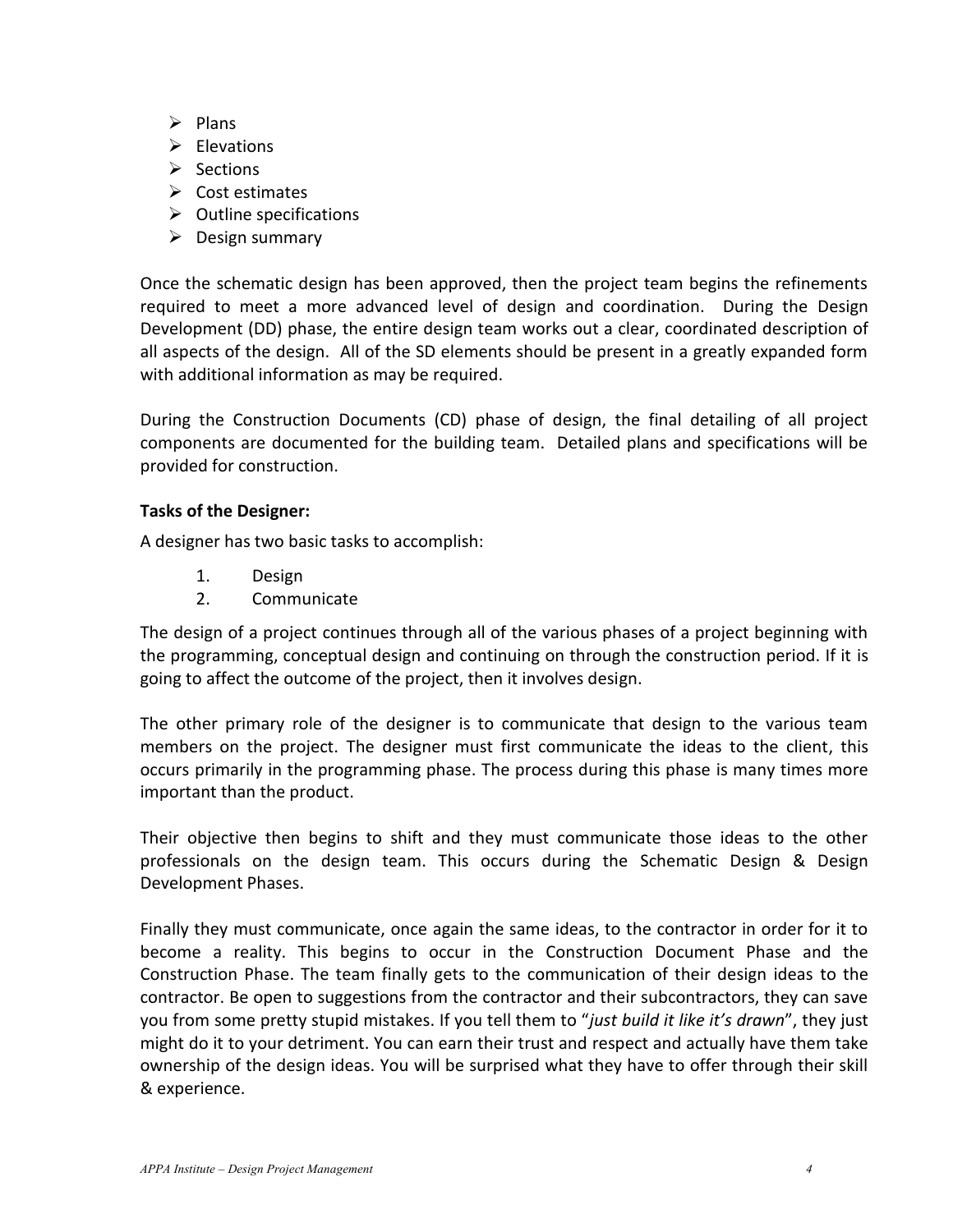- Plans
- Elevations
- Sections
- Cost estimates
- Outline specifications
- Design summary

Once the schematic design has been approved, then the project team begins the refinements required to meet a more advanced level of design and coordination. During the Design Development (DD) phase, the entire design team works out a clear, coordinated description of all aspects of the design. All of the SD elements should be present in a greatly expanded form with additional information as may be required.

During the Construction Documents (CD) phase of design, the final detailing of all project components are documented for the building team. Detailed plans and specifications will be provided for construction.

**Tasks of the Designer:**

A designer has two basic tasks to accomplish:

1. Design
2. Communicate

The design of a project continues through all of the various phases of a project beginning with the programming, conceptual design and continuing on through the construction period. If it is going to affect the outcome of the project, then it involves design.

The other primary role of the designer is to communicate that design to the various team members on the project. The designer must first communicate the ideas to the client, this occurs primarily in the programming phase. The process during this phase is many times more important than the product.

Their objective then begins to shift and they must communicate those ideas to the other professionals on the design team. This occurs during the Schematic Design & Design Development Phases.

Finally they must communicate, once again the same ideas, to the contractor in order for it to become a reality. This begins to occur in the Construction Document Phase and the Construction Phase. The team finally gets to the communication of their design ideas to the contractor. Be open to suggestions from the contractor and their subcontractors, they can save you from some pretty stupid mistakes. If you tell them to "*just build it like it's drawn*", they just might do it to your detriment. You can earn their trust and respect and actually have them take ownership of the design ideas. You will be surprised what they have to offer through their skill & experience.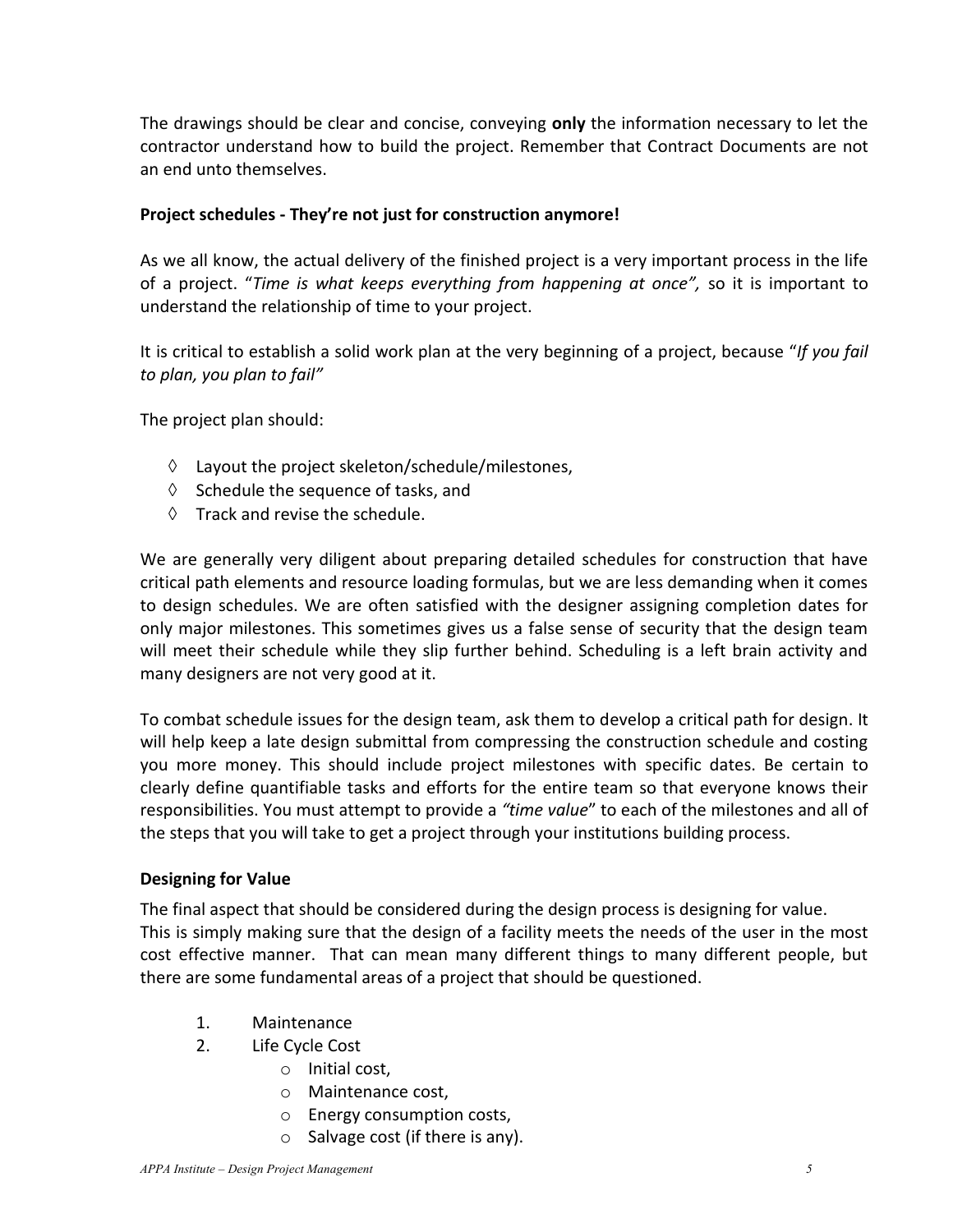The drawings should be clear and concise, conveying **only** the information necessary to let the contractor understand how to build the project. Remember that Contract Documents are not an end unto themselves.

**Project schedules - They're not just for construction anymore!**

As we all know, the actual delivery of the finished project is a very important process in the life of a project. "*Time is what keeps everything from happening at once",* so it is important to understand the relationship of time to your project.

It is critical to establish a solid work plan at the very beginning of a project, because "*If you fail to plan, you plan to fail"*

The project plan should:

- ◊ Layout the project skeleton/schedule/milestones,
- ◊ Schedule the sequence of tasks, and
- ◊ Track and revise the schedule.

We are generally very diligent about preparing detailed schedules for construction that have critical path elements and resource loading formulas, but we are less demanding when it comes to design schedules. We are often satisfied with the designer assigning completion dates for only major milestones. This sometimes gives us a false sense of security that the design team will meet their schedule while they slip further behind. Scheduling is a left brain activity and many designers are not very good at it.

To combat schedule issues for the design team, ask them to develop a critical path for design. It will help keep a late design submittal from compressing the construction schedule and costing you more money. This should include project milestones with specific dates. Be certain to clearly define quantifiable tasks and efforts for the entire team so that everyone knows their responsibilities. You must attempt to provide a *"time value*" to each of the milestones and all of the steps that you will take to get a project through your institutions building process.

**Designing for Value**

The final aspect that should be considered during the design process is designing for value. This is simply making sure that the design of a facility meets the needs of the user in the most cost effective manner. That can mean many different things to many different people, but there are some fundamental areas of a project that should be questioned.

1. Maintenance
2. Life Cycle Cost
    - Initial cost,
    - Maintenance cost,
    - Energy consumption costs,
    - Salvage cost (if there is any).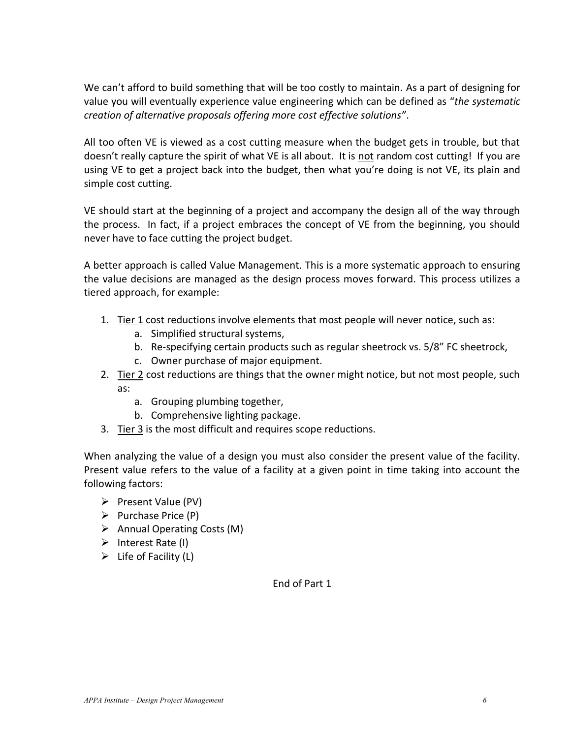We can't afford to build something that will be too costly to maintain. As a part of designing for value you will eventually experience value engineering which can be defined as "*the systematic creation of alternative proposals offering more cost effective solutions"*.

All too often VE is viewed as a cost cutting measure when the budget gets in trouble, but that doesn't really capture the spirit of what VE is all about. It is <u>not</u> random cost cutting! If you are using VE to get a project back into the budget, then what you're doing is not VE, its plain and simple cost cutting.

VE should start at the beginning of a project and accompany the design all of the way through the process. In fact, if a project embraces the concept of VE from the beginning, you should never have to face cutting the project budget.

A better approach is called Value Management. This is a more systematic approach to ensuring the value decisions are managed as the design process moves forward. This process utilizes a tiered approach, for example:

1. <u>Tier 1</u> cost reductions involve elements that most people will never notice, such as:
   a. Simplified structural systems,
   b. Re-specifying certain products such as regular sheetrock vs. 5/8" FC sheetrock,
   c. Owner purchase of major equipment.
2. <u>Tier 2</u> cost reductions are things that the owner might notice, but not most people, such as:
   a. Grouping plumbing together,
   b. Comprehensive lighting package.
3. <u>Tier 3</u> is the most difficult and requires scope reductions.

When analyzing the value of a design you must also consider the present value of the facility. Present value refers to the value of a facility at a given point in time taking into account the following factors:

- Present Value (PV)
- Purchase Price (P)
- Annual Operating Costs (M)
- Interest Rate (I)
- Life of Facility (L)

End of Part 1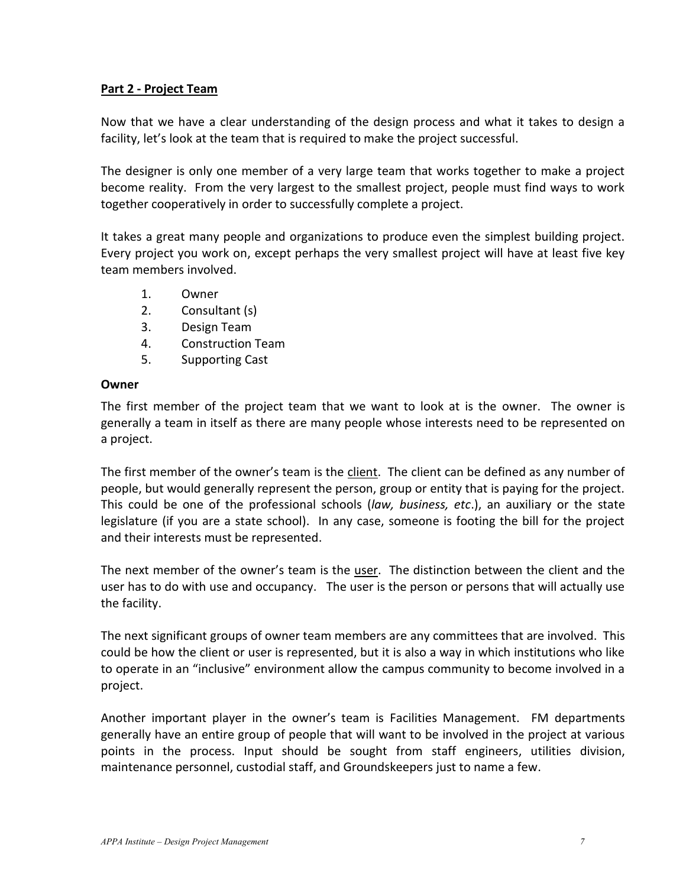## Part 2 - Project Team

Now that we have a clear understanding of the design process and what it takes to design a facility, let's look at the team that is required to make the project successful.

The designer is only one member of a very large team that works together to make a project become reality. From the very largest to the smallest project, people must find ways to work together cooperatively in order to successfully complete a project.

It takes a great many people and organizations to produce even the simplest building project. Every project you work on, except perhaps the very smallest project will have at least five key team members involved.

1. Owner
2. Consultant (s)
3. Design Team
4. Construction Team
5. Supporting Cast

### Owner

The first member of the project team that we want to look at is the owner. The owner is generally a team in itself as there are many people whose interests need to be represented on a project.

The first member of the owner's team is the <u>client</u>. The client can be defined as any number of people, but would generally represent the person, group or entity that is paying for the project. This could be one of the professional schools (*law, business, etc*.), an auxiliary or the state legislature (if you are a state school). In any case, someone is footing the bill for the project and their interests must be represented.

The next member of the owner's team is the <u>user</u>. The distinction between the client and the user has to do with use and occupancy. The user is the person or persons that will actually use the facility.

The next significant groups of owner team members are any committees that are involved. This could be how the client or user is represented, but it is also a way in which institutions who like to operate in an "inclusive" environment allow the campus community to become involved in a project.

Another important player in the owner's team is Facilities Management. FM departments generally have an entire group of people that will want to be involved in the project at various points in the process. Input should be sought from staff engineers, utilities division, maintenance personnel, custodial staff, and Groundskeepers just to name a few.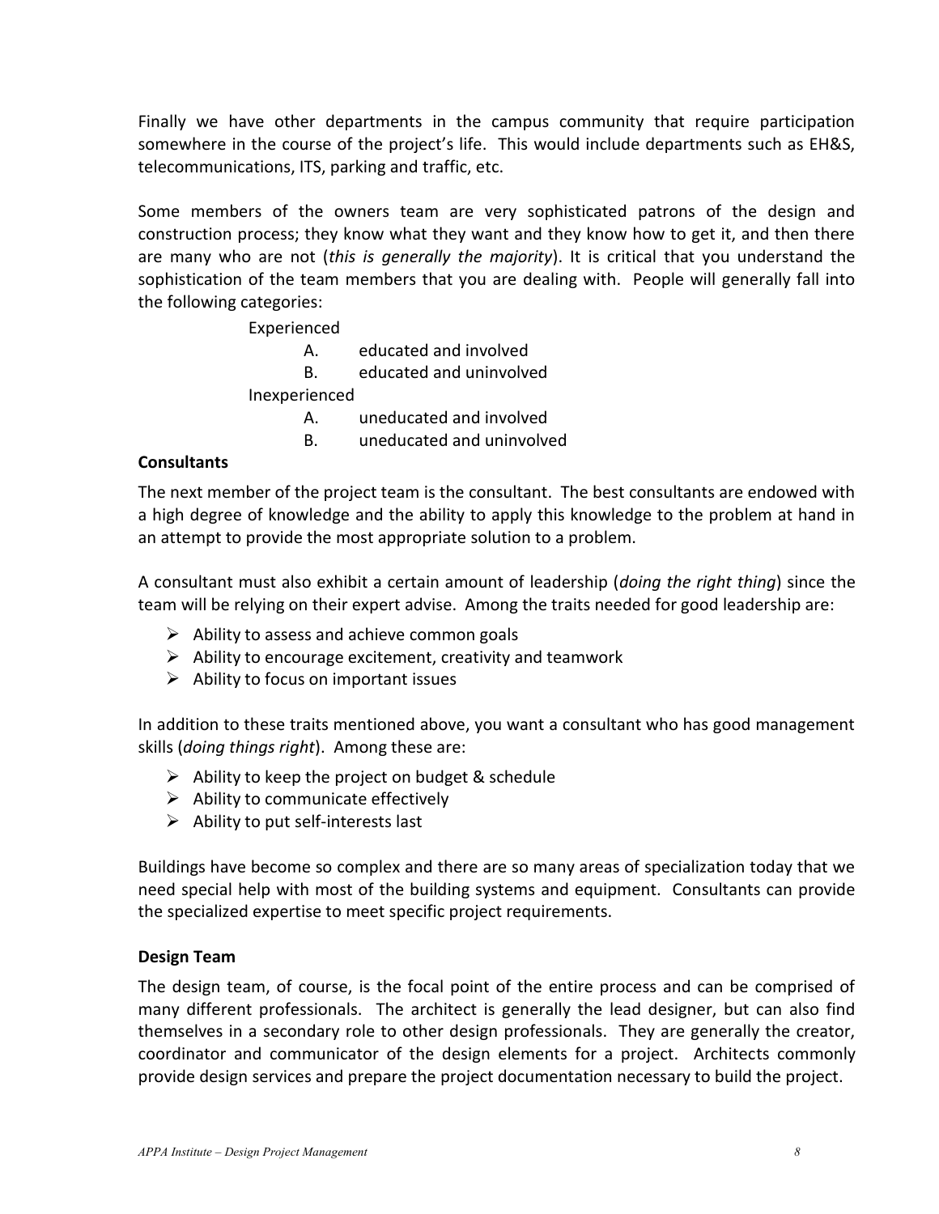Finally we have other departments in the campus community that require participation somewhere in the course of the project's life. This would include departments such as EH&S, telecommunications, ITS, parking and traffic, etc.

Some members of the owners team are very sophisticated patrons of the design and construction process; they know what they want and they know how to get it, and then there are many who are not (*this is generally the majority*). It is critical that you understand the sophistication of the team members that you are dealing with. People will generally fall into the following categories:

Experienced

- A. educated and involved
- B. educated and uninvolved

Inexperienced

- A. uneducated and involved
- B. uneducated and uninvolved

**Consultants**

The next member of the project team is the consultant. The best consultants are endowed with a high degree of knowledge and the ability to apply this knowledge to the problem at hand in an attempt to provide the most appropriate solution to a problem.

A consultant must also exhibit a certain amount of leadership (*doing the right thing*) since the team will be relying on their expert advise. Among the traits needed for good leadership are:

- Ability to assess and achieve common goals
- Ability to encourage excitement, creativity and teamwork
- Ability to focus on important issues

In addition to these traits mentioned above, you want a consultant who has good management skills (*doing things right*). Among these are:

- Ability to keep the project on budget & schedule
- Ability to communicate effectively
- Ability to put self-interests last

Buildings have become so complex and there are so many areas of specialization today that we need special help with most of the building systems and equipment. Consultants can provide the specialized expertise to meet specific project requirements.

**Design Team**

The design team, of course, is the focal point of the entire process and can be comprised of many different professionals. The architect is generally the lead designer, but can also find themselves in a secondary role to other design professionals. They are generally the creator, coordinator and communicator of the design elements for a project. Architects commonly provide design services and prepare the project documentation necessary to build the project.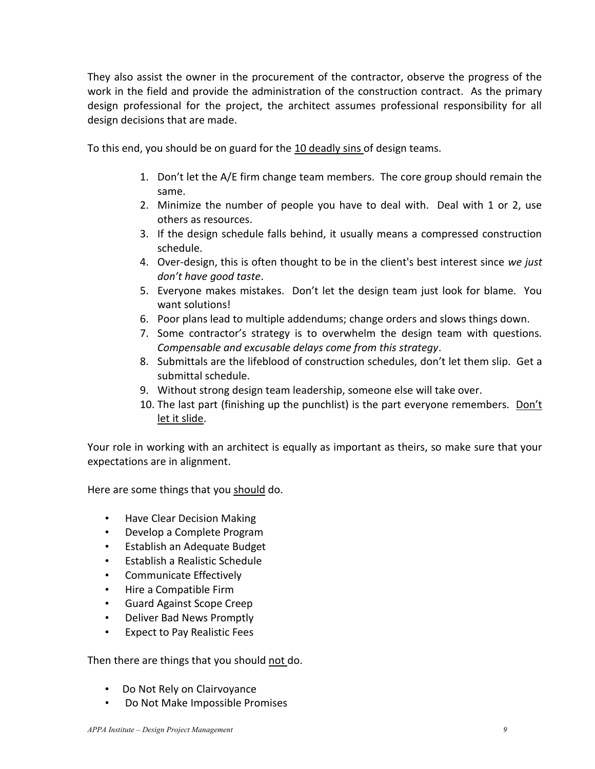They also assist the owner in the procurement of the contractor, observe the progress of the work in the field and provide the administration of the construction contract. As the primary design professional for the project, the architect assumes professional responsibility for all design decisions that are made.

To this end, you should be on guard for the <u>10 deadly sins</u> of design teams.

1. Don't let the A/E firm change team members. The core group should remain the same.
2. Minimize the number of people you have to deal with. Deal with 1 or 2, use others as resources.
3. If the design schedule falls behind, it usually means a compressed construction schedule.
4. Over-design, this is often thought to be in the client's best interest since *we just don't have good taste*.
5. Everyone makes mistakes. Don't let the design team just look for blame. You want solutions!
6. Poor plans lead to multiple addendums; change orders and slows things down.
7. Some contractor's strategy is to overwhelm the design team with questions. *Compensable and excusable delays come from this strategy*.
8. Submittals are the lifeblood of construction schedules, don't let them slip. Get a submittal schedule.
9. Without strong design team leadership, someone else will take over.
10. The last part (finishing up the punchlist) is the part everyone remembers. <u>Don't let it slide</u>.

Your role in working with an architect is equally as important as theirs, so make sure that your expectations are in alignment.

Here are some things that you <u>should</u> do.

- Have Clear Decision Making
- Develop a Complete Program
- Establish an Adequate Budget
- Establish a Realistic Schedule
- Communicate Effectively
- Hire a Compatible Firm
- Guard Against Scope Creep
- Deliver Bad News Promptly
- Expect to Pay Realistic Fees

Then there are things that you should <u>not</u> do.

- Do Not Rely on Clairvoyance
- Do Not Make Impossible Promises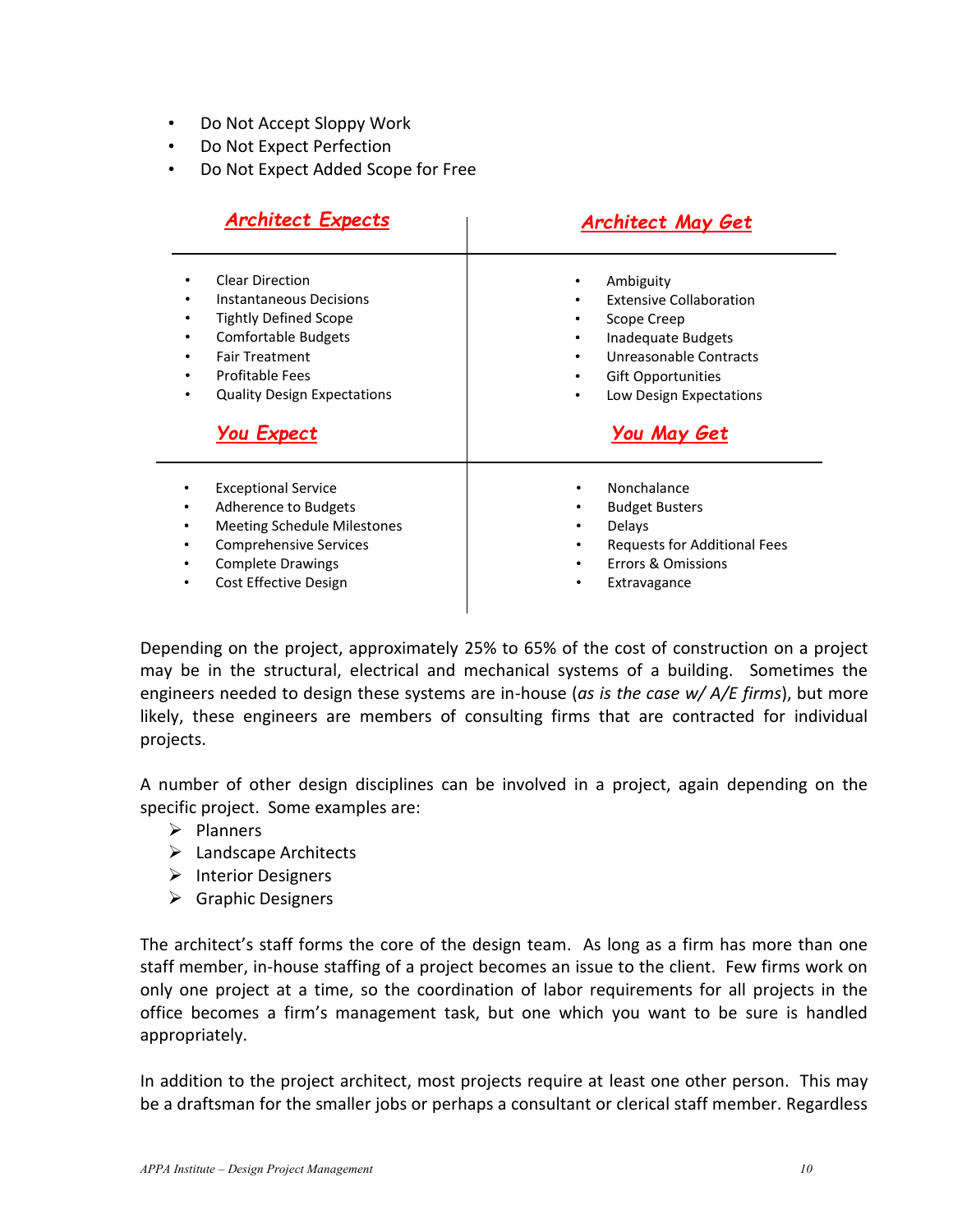- Do Not Accept Sloppy Work
- Do Not Expect Perfection
- Do Not Expect Added Scope for Free

| ***Architect Expects*** | ***Architect May Get*** |
| --- | --- |
| • Clear Direction<br>• Instantaneous Decisions<br>• Tightly Defined Scope<br>• Comfortable Budgets<br>• Fair Treatment<br>• Profitable Fees<br>• Quality Design Expectations | • Ambiguity<br>• Extensive Collaboration<br>• Scope Creep<br>• Inadequate Budgets<br>• Unreasonable Contracts<br>• Gift Opportunities<br>• Low Design Expectations |
| ***You Expect*** | ***You May Get*** |
| • Exceptional Service<br>• Adherence to Budgets<br>• Meeting Schedule Milestones<br>• Comprehensive Services<br>• Complete Drawings<br>• Cost Effective Design | • Nonchalance<br>• Budget Busters<br>• Delays<br>• Requests for Additional Fees<br>• Errors & Omissions<br>• Extravagance |

Depending on the project, approximately 25% to 65% of the cost of construction on a project may be in the structural, electrical and mechanical systems of a building. Sometimes the engineers needed to design these systems are in-house (*as is the case w/ A/E firms*), but more likely, these engineers are members of consulting firms that are contracted for individual projects.

A number of other design disciplines can be involved in a project, again depending on the specific project. Some examples are:

- Planners
- Landscape Architects
- Interior Designers
- Graphic Designers

The architect's staff forms the core of the design team. As long as a firm has more than one staff member, in-house staffing of a project becomes an issue to the client. Few firms work on only one project at a time, so the coordination of labor requirements for all projects in the office becomes a firm's management task, but one which you want to be sure is handled appropriately.

In addition to the project architect, most projects require at least one other person. This may be a draftsman for the smaller jobs or perhaps a consultant or clerical staff member. Regardless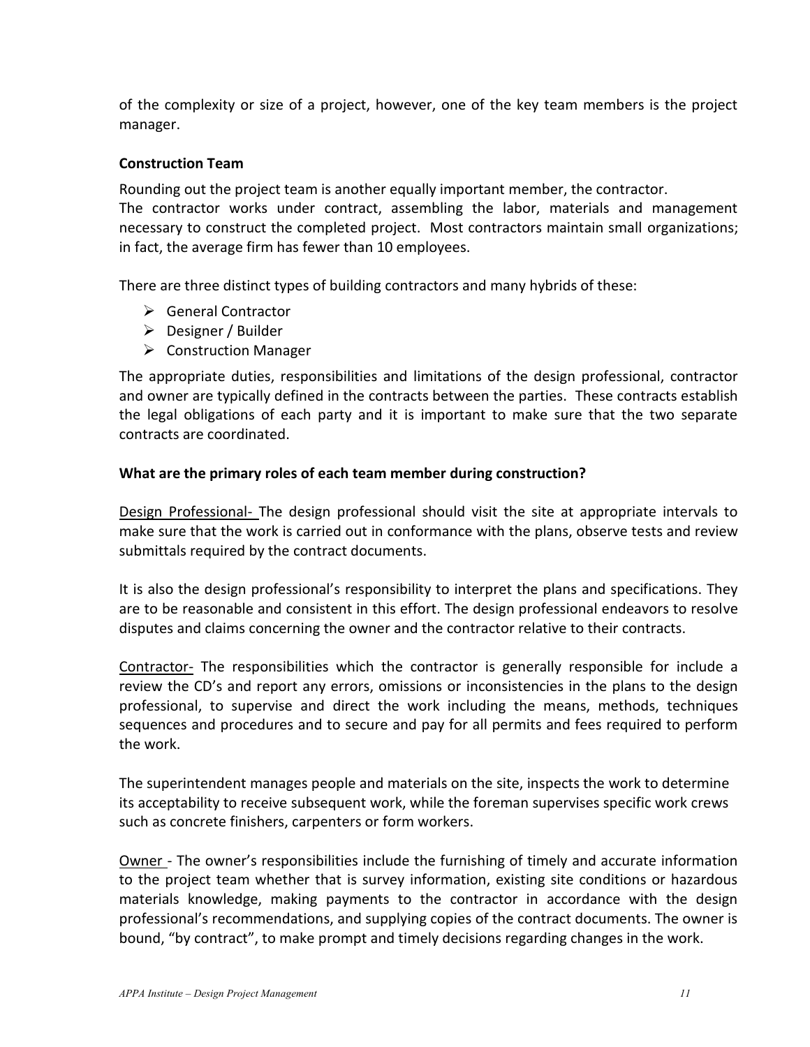of the complexity or size of a project, however, one of the key team members is the project manager.

**Construction Team**

Rounding out the project team is another equally important member, the contractor.
The contractor works under contract, assembling the labor, materials and management necessary to construct the completed project. Most contractors maintain small organizations; in fact, the average firm has fewer than 10 employees.

There are three distinct types of building contractors and many hybrids of these:

- General Contractor
- Designer / Builder
- Construction Manager

The appropriate duties, responsibilities and limitations of the design professional, contractor and owner are typically defined in the contracts between the parties. These contracts establish the legal obligations of each party and it is important to make sure that the two separate contracts are coordinated.

**What are the primary roles of each team member during construction?**

Design Professional- The design professional should visit the site at appropriate intervals to make sure that the work is carried out in conformance with the plans, observe tests and review submittals required by the contract documents.

It is also the design professional's responsibility to interpret the plans and specifications. They are to be reasonable and consistent in this effort. The design professional endeavors to resolve disputes and claims concerning the owner and the contractor relative to their contracts.

Contractor- The responsibilities which the contractor is generally responsible for include a review the CD's and report any errors, omissions or inconsistencies in the plans to the design professional, to supervise and direct the work including the means, methods, techniques sequences and procedures and to secure and pay for all permits and fees required to perform the work.

The superintendent manages people and materials on the site, inspects the work to determine its acceptability to receive subsequent work, while the foreman supervises specific work crews such as concrete finishers, carpenters or form workers.

Owner - The owner's responsibilities include the furnishing of timely and accurate information to the project team whether that is survey information, existing site conditions or hazardous materials knowledge, making payments to the contractor in accordance with the design professional's recommendations, and supplying copies of the contract documents. The owner is bound, "by contract", to make prompt and timely decisions regarding changes in the work.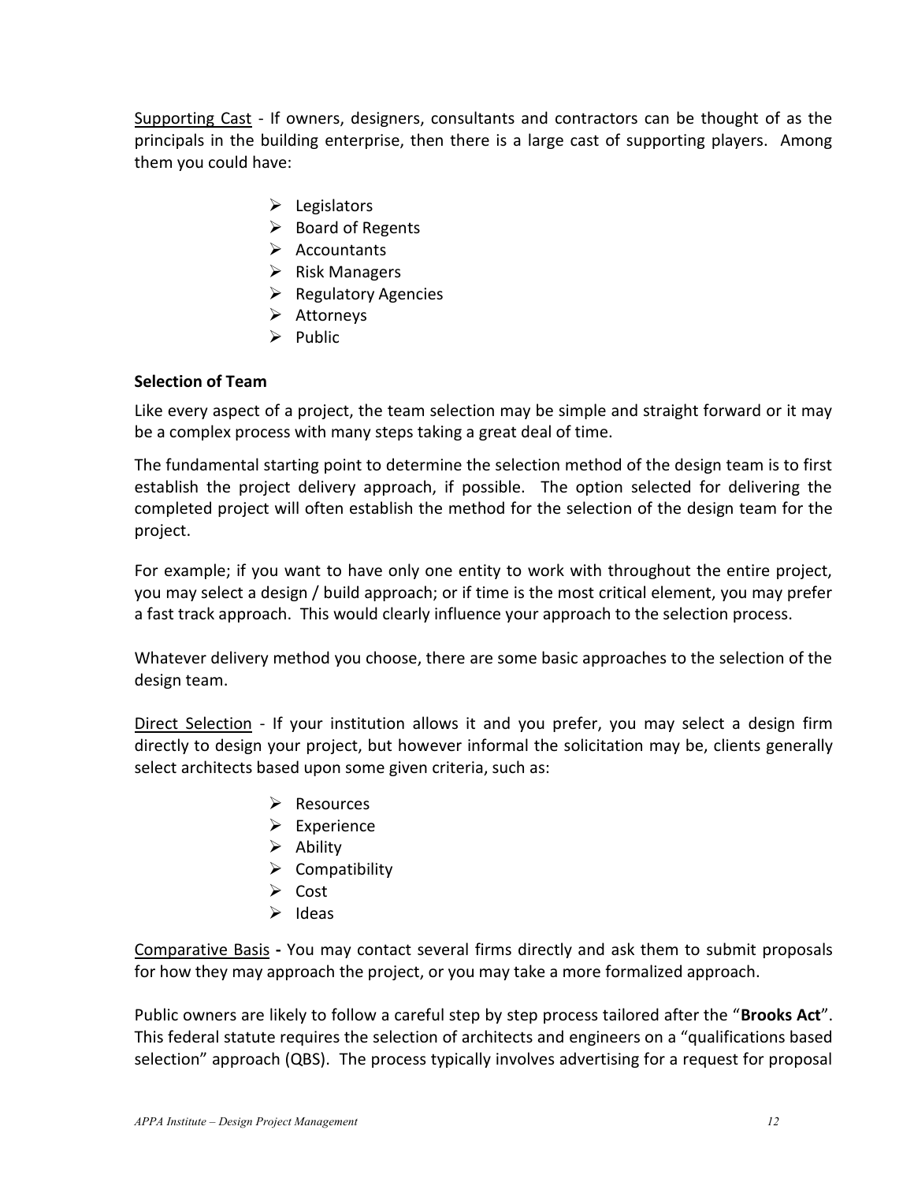Supporting Cast - If owners, designers, consultants and contractors can be thought of as the principals in the building enterprise, then there is a large cast of supporting players. Among them you could have:

- Legislators
- Board of Regents
- Accountants
- Risk Managers
- Regulatory Agencies
- Attorneys
- Public

**Selection of Team**

Like every aspect of a project, the team selection may be simple and straight forward or it may be a complex process with many steps taking a great deal of time.

The fundamental starting point to determine the selection method of the design team is to first establish the project delivery approach, if possible. The option selected for delivering the completed project will often establish the method for the selection of the design team for the project.

For example; if you want to have only one entity to work with throughout the entire project, you may select a design / build approach; or if time is the most critical element, you may prefer a fast track approach. This would clearly influence your approach to the selection process.

Whatever delivery method you choose, there are some basic approaches to the selection of the design team.

Direct Selection - If your institution allows it and you prefer, you may select a design firm directly to design your project, but however informal the solicitation may be, clients generally select architects based upon some given criteria, such as:

- Resources
- Experience
- Ability
- Compatibility
- Cost
- Ideas

Comparative Basis **-** You may contact several firms directly and ask them to submit proposals for how they may approach the project, or you may take a more formalized approach.

Public owners are likely to follow a careful step by step process tailored after the "**Brooks Act**". This federal statute requires the selection of architects and engineers on a "qualifications based selection" approach (QBS). The process typically involves advertising for a request for proposal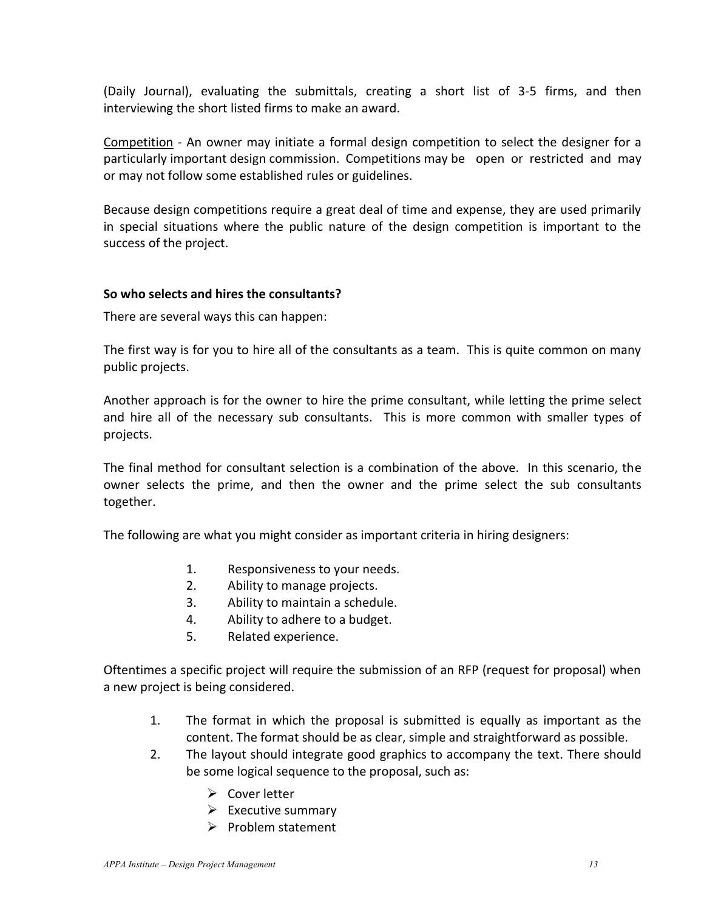(Daily Journal), evaluating the submittals, creating a short list of 3-5 firms, and then interviewing the short listed firms to make an award.

Competition - An owner may initiate a formal design competition to select the designer for a particularly important design commission. Competitions may be open or restricted and may or may not follow some established rules or guidelines.

Because design competitions require a great deal of time and expense, they are used primarily in special situations where the public nature of the design competition is important to the success of the project.

**So who selects and hires the consultants?**

There are several ways this can happen:

The first way is for you to hire all of the consultants as a team. This is quite common on many public projects.

Another approach is for the owner to hire the prime consultant, while letting the prime select and hire all of the necessary sub consultants. This is more common with smaller types of projects.

The final method for consultant selection is a combination of the above. In this scenario, the owner selects the prime, and then the owner and the prime select the sub consultants together.

The following are what you might consider as important criteria in hiring designers:

1. Responsiveness to your needs.
2. Ability to manage projects.
3. Ability to maintain a schedule.
4. Ability to adhere to a budget.
5. Related experience.

Oftentimes a specific project will require the submission of an RFP (request for proposal) when a new project is being considered.

1. The format in which the proposal is submitted is equally as important as the content. The format should be as clear, simple and straightforward as possible.
2. The layout should integrate good graphics to accompany the text. There should be some logical sequence to the proposal, such as:
   - Cover letter
   - Executive summary
   - Problem statement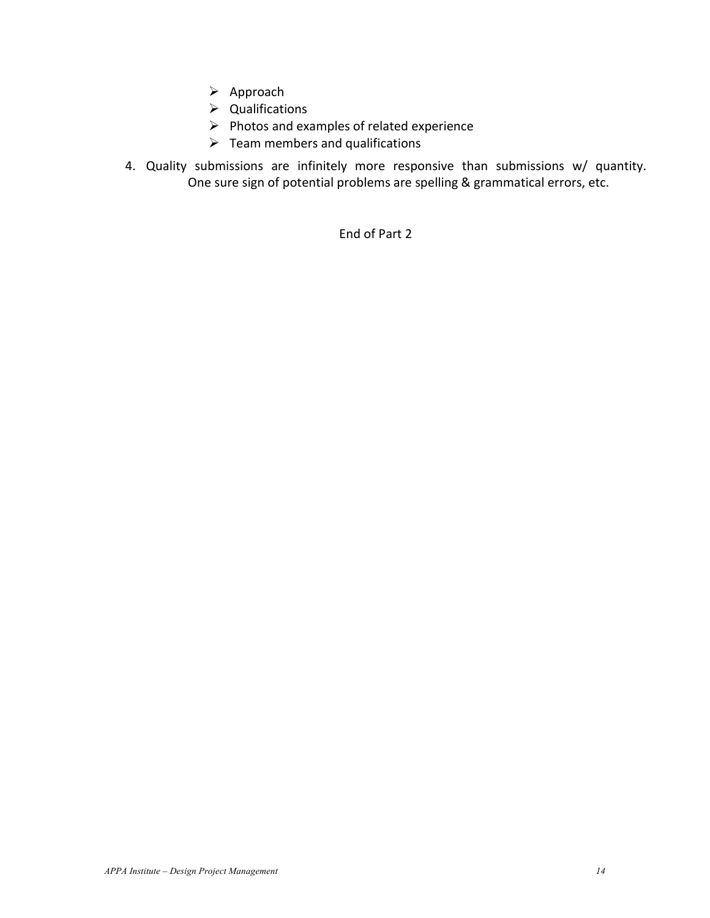- Approach
- Qualifications
- Photos and examples of related experience
- Team members and qualifications

4. Quality submissions are infinitely more responsive than submissions w/ quantity. One sure sign of potential problems are spelling & grammatical errors, etc.

End of Part 2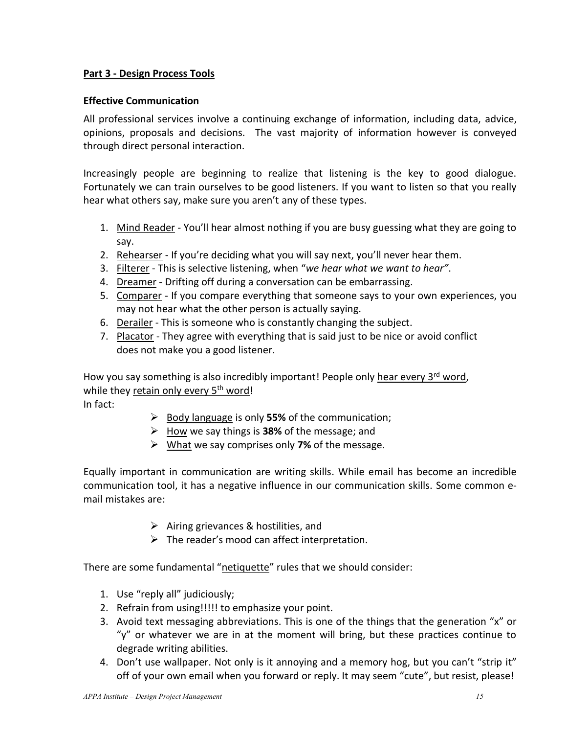## Part 3 - Design Process Tools

### Effective Communication

All professional services involve a continuing exchange of information, including data, advice, opinions, proposals and decisions. The vast majority of information however is conveyed through direct personal interaction.

Increasingly people are beginning to realize that listening is the key to good dialogue. Fortunately we can train ourselves to be good listeners. If you want to listen so that you really hear what others say, make sure you aren't any of these types.

1. Mind Reader - You'll hear almost nothing if you are busy guessing what they are going to say.
2. Rehearser - If you're deciding what you will say next, you'll never hear them.
3. Filterer - This is selective listening, when "*we hear what we want to hear"*.
4. Dreamer - Drifting off during a conversation can be embarrassing.
5. Comparer - If you compare everything that someone says to your own experiences, you may not hear what the other person is actually saying.
6. Derailer - This is someone who is constantly changing the subject.
7. Placator - They agree with everything that is said just to be nice or avoid conflict does not make you a good listener.

How you say something is also incredibly important! People only hear every 3rd word, while they retain only every 5th word!
In fact:

- Body language is only **55%** of the communication;
- How we say things is **38%** of the message; and
- What we say comprises only **7%** of the message.

Equally important in communication are writing skills. While email has become an incredible communication tool, it has a negative influence in our communication skills. Some common e-mail mistakes are:

- Airing grievances & hostilities, and
- The reader's mood can affect interpretation.

There are some fundamental "netiquette" rules that we should consider:

1. Use "reply all" judiciously;
2. Refrain from using!!!!! to emphasize your point.
3. Avoid text messaging abbreviations. This is one of the things that the generation "x" or "y" or whatever we are in at the moment will bring, but these practices continue to degrade writing abilities.
4. Don't use wallpaper. Not only is it annoying and a memory hog, but you can't "strip it" off of your own email when you forward or reply. It may seem "cute", but resist, please!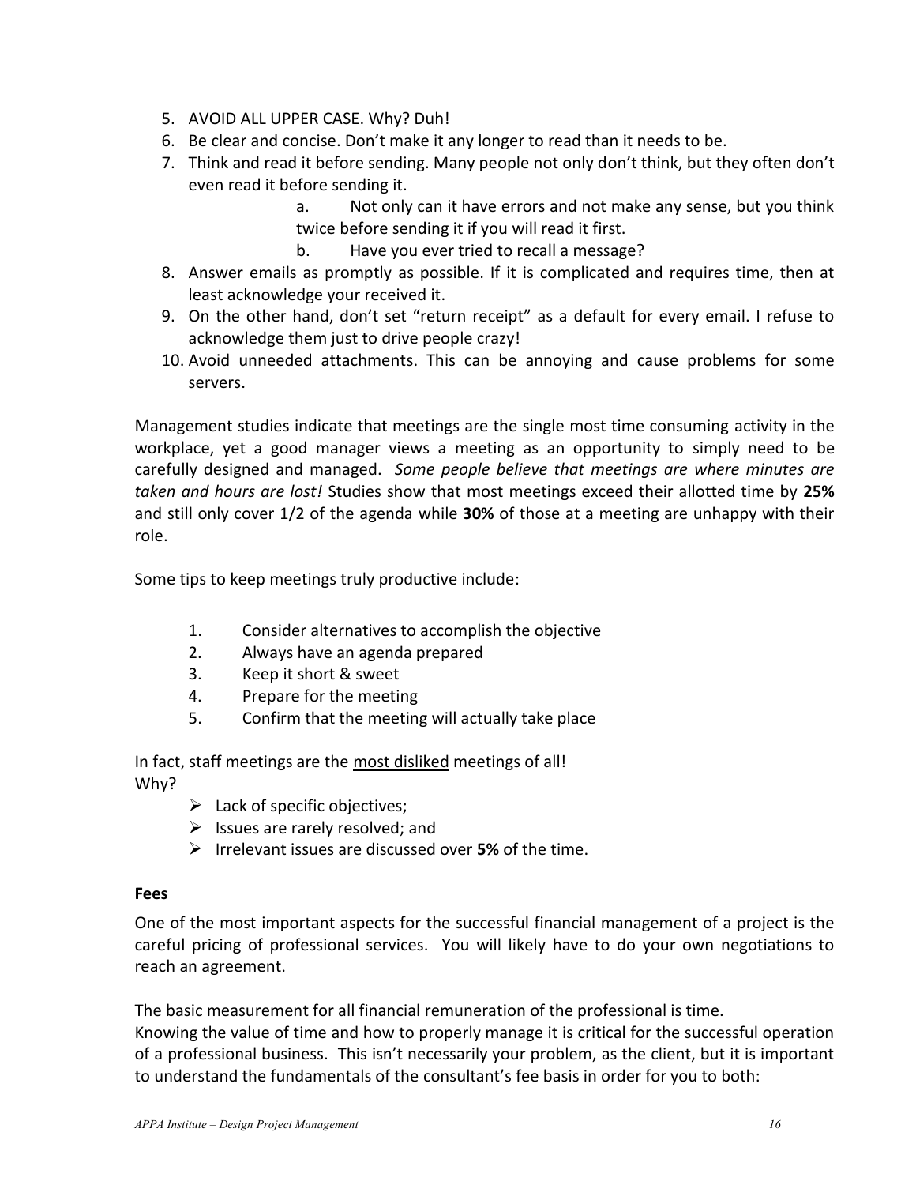5. AVOID ALL UPPER CASE. Why? Duh!
6. Be clear and concise. Don't make it any longer to read than it needs to be.
7. Think and read it before sending. Many people not only don't think, but they often don't even read it before sending it.
    a. Not only can it have errors and not make any sense, but you think twice before sending it if you will read it first.
    b. Have you ever tried to recall a message?
8. Answer emails as promptly as possible. If it is complicated and requires time, then at least acknowledge your received it.
9. On the other hand, don't set "return receipt" as a default for every email. I refuse to acknowledge them just to drive people crazy!
10. Avoid unneeded attachments. This can be annoying and cause problems for some servers.

Management studies indicate that meetings are the single most time consuming activity in the workplace, yet a good manager views a meeting as an opportunity to simply need to be carefully designed and managed. *Some people believe that meetings are where minutes are taken and hours are lost!* Studies show that most meetings exceed their allotted time by **25%** and still only cover 1/2 of the agenda while **30%** of those at a meeting are unhappy with their role.

Some tips to keep meetings truly productive include:

1. Consider alternatives to accomplish the objective
2. Always have an agenda prepared
3. Keep it short & sweet
4. Prepare for the meeting
5. Confirm that the meeting will actually take place

In fact, staff meetings are the <u>most disliked</u> meetings of all!
Why?

- Lack of specific objectives;
- Issues are rarely resolved; and
- Irrelevant issues are discussed over **5%** of the time.

**Fees**

One of the most important aspects for the successful financial management of a project is the careful pricing of professional services. You will likely have to do your own negotiations to reach an agreement.

The basic measurement for all financial remuneration of the professional is time.
Knowing the value of time and how to properly manage it is critical for the successful operation of a professional business. This isn't necessarily your problem, as the client, but it is important to understand the fundamentals of the consultant's fee basis in order for you to both: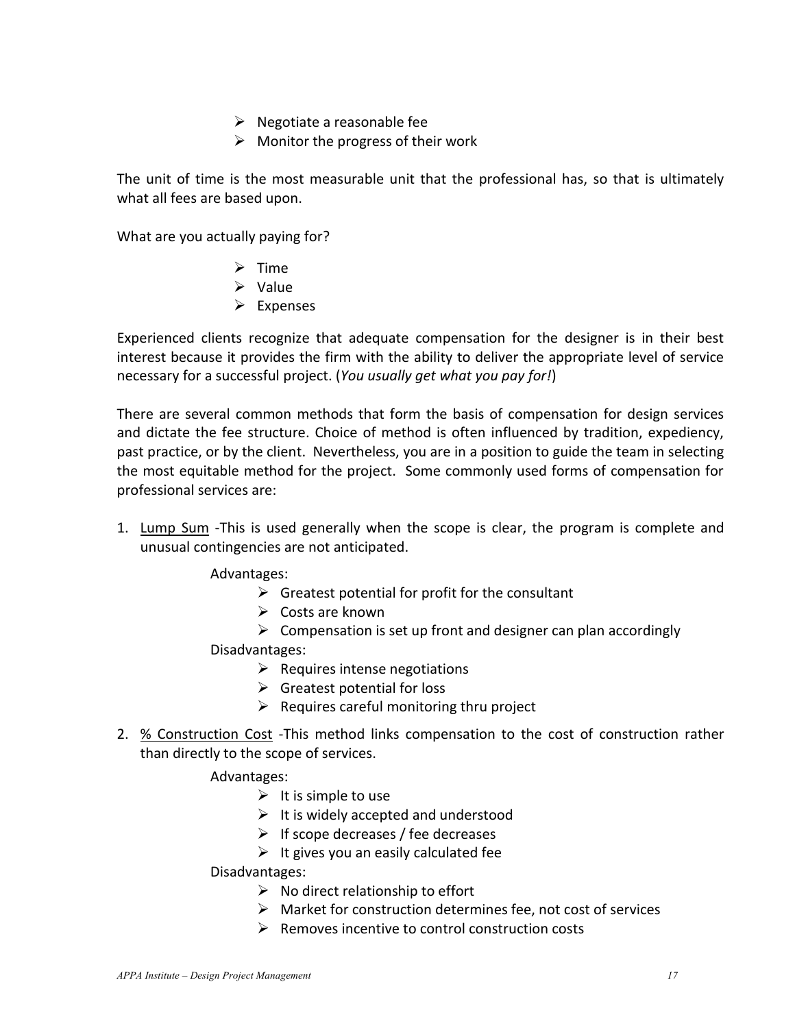- Negotiate a reasonable fee
- Monitor the progress of their work

The unit of time is the most measurable unit that the professional has, so that is ultimately what all fees are based upon.

What are you actually paying for?

- Time
- Value
- Expenses

Experienced clients recognize that adequate compensation for the designer is in their best interest because it provides the firm with the ability to deliver the appropriate level of service necessary for a successful project. (*You usually get what you pay for!*)

There are several common methods that form the basis of compensation for design services and dictate the fee structure. Choice of method is often influenced by tradition, expediency, past practice, or by the client. Nevertheless, you are in a position to guide the team in selecting the most equitable method for the project. Some commonly used forms of compensation for professional services are:

1. <u>Lump Sum</u> -This is used generally when the scope is clear, the program is complete and unusual contingencies are not anticipated.

   Advantages:
   - Greatest potential for profit for the consultant
   - Costs are known
   - Compensation is set up front and designer can plan accordingly

   Disadvantages:
   - Requires intense negotiations
   - Greatest potential for loss
   - Requires careful monitoring thru project

2. <u>% Construction Cost</u> -This method links compensation to the cost of construction rather than directly to the scope of services.

   Advantages:
   - It is simple to use
   - It is widely accepted and understood
   - If scope decreases / fee decreases
   - It gives you an easily calculated fee

   Disadvantages:
   - No direct relationship to effort
   - Market for construction determines fee, not cost of services
   - Removes incentive to control construction costs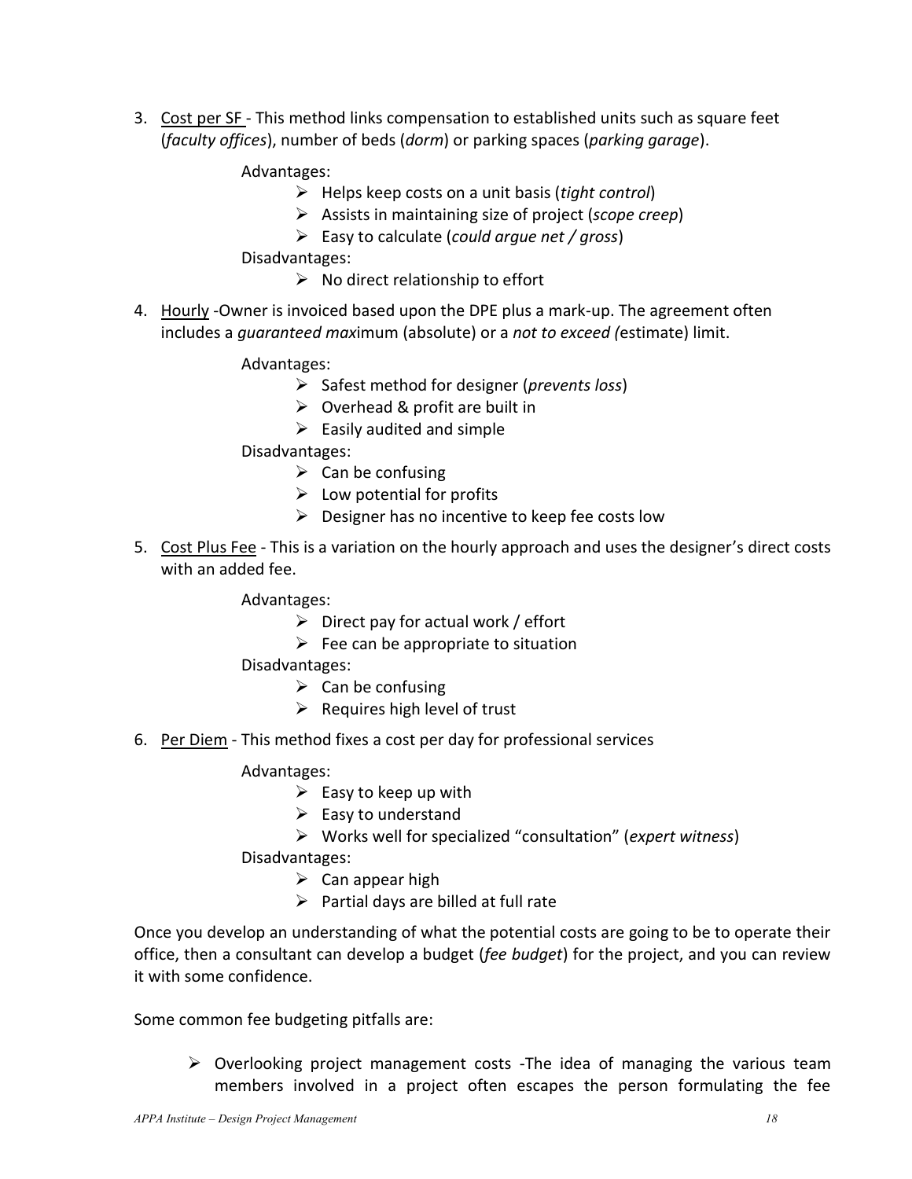3. <u>Cost per SF</u> - This method links compensation to established units such as square feet (*faculty offices*), number of beds (*dorm*) or parking spaces (*parking garage*).

   Advantages:
   - Helps keep costs on a unit basis (*tight control*)
   - Assists in maintaining size of project (*scope creep*)
   - Easy to calculate (*could argue net / gross*)

   Disadvantages:
   - No direct relationship to effort

4. <u>Hourly</u> -Owner is invoiced based upon the DPE plus a mark-up. The agreement often includes a *guaranteed max*imum (absolute) or a *not to exceed (*estimate) limit.

   Advantages:
   - Safest method for designer (*prevents loss*)
   - Overhead & profit are built in
   - Easily audited and simple

   Disadvantages:
   - Can be confusing
   - Low potential for profits
   - Designer has no incentive to keep fee costs low

5. <u>Cost Plus Fee</u> - This is a variation on the hourly approach and uses the designer's direct costs with an added fee.

   Advantages:
   - Direct pay for actual work / effort
   - Fee can be appropriate to situation

   Disadvantages:
   - Can be confusing
   - Requires high level of trust

6. <u>Per Diem</u> - This method fixes a cost per day for professional services

   Advantages:
   - Easy to keep up with
   - Easy to understand
   - Works well for specialized "consultation" (*expert witness*)

   Disadvantages:
   - Can appear high
   - Partial days are billed at full rate

Once you develop an understanding of what the potential costs are going to be to operate their office, then a consultant can develop a budget (*fee budget*) for the project, and you can review it with some confidence.

Some common fee budgeting pitfalls are:

- Overlooking project management costs -The idea of managing the various team members involved in a project often escapes the person formulating the fee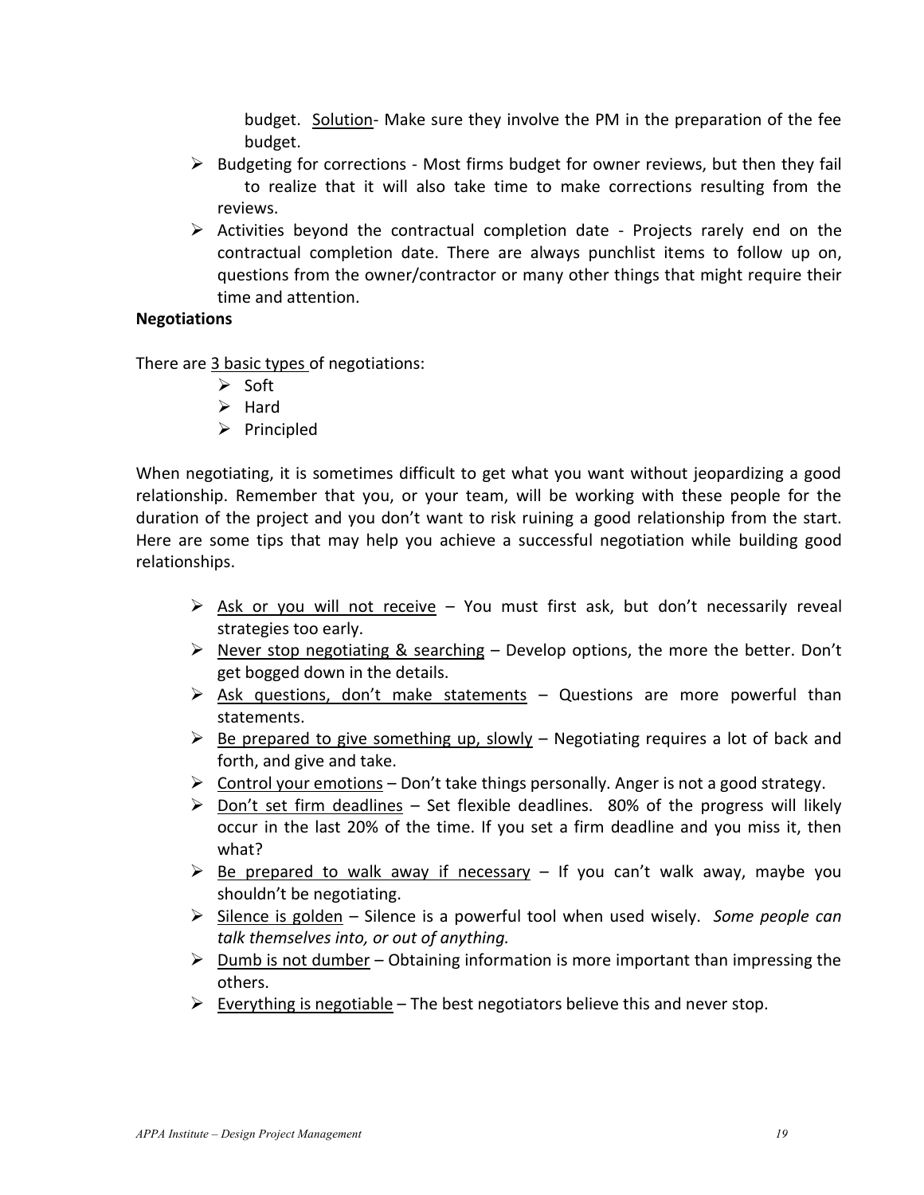budget. <u>Solution</u>- Make sure they involve the PM in the preparation of the fee budget.

- Budgeting for corrections - Most firms budget for owner reviews, but then they fail to realize that it will also take time to make corrections resulting from the reviews.
- Activities beyond the contractual completion date - Projects rarely end on the contractual completion date. There are always punchlist items to follow up on, questions from the owner/contractor or many other things that might require their time and attention.

**Negotiations**

There are <u>3 basic types</u> of negotiations:

- Soft
- Hard
- Principled

When negotiating, it is sometimes difficult to get what you want without jeopardizing a good relationship. Remember that you, or your team, will be working with these people for the duration of the project and you don't want to risk ruining a good relationship from the start. Here are some tips that may help you achieve a successful negotiation while building good relationships.

- <u>Ask or you will not receive</u> – You must first ask, but don't necessarily reveal strategies too early.
- <u>Never stop negotiating & searching</u> – Develop options, the more the better. Don't get bogged down in the details.
- <u>Ask questions, don't make statements</u> – Questions are more powerful than statements.
- <u>Be prepared to give something up, slowly</u> – Negotiating requires a lot of back and forth, and give and take.
- <u>Control your emotions</u> – Don't take things personally. Anger is not a good strategy.
- <u>Don't set firm deadlines</u> – Set flexible deadlines. 80% of the progress will likely occur in the last 20% of the time. If you set a firm deadline and you miss it, then what?
- <u>Be prepared to walk away if necessary</u> – If you can't walk away, maybe you shouldn't be negotiating.
- <u>Silence is golden</u> – Silence is a powerful tool when used wisely. *Some people can talk themselves into, or out of anything.*
- <u>Dumb is not dumber</u> – Obtaining information is more important than impressing the others.
- <u>Everything is negotiable</u> – The best negotiators believe this and never stop.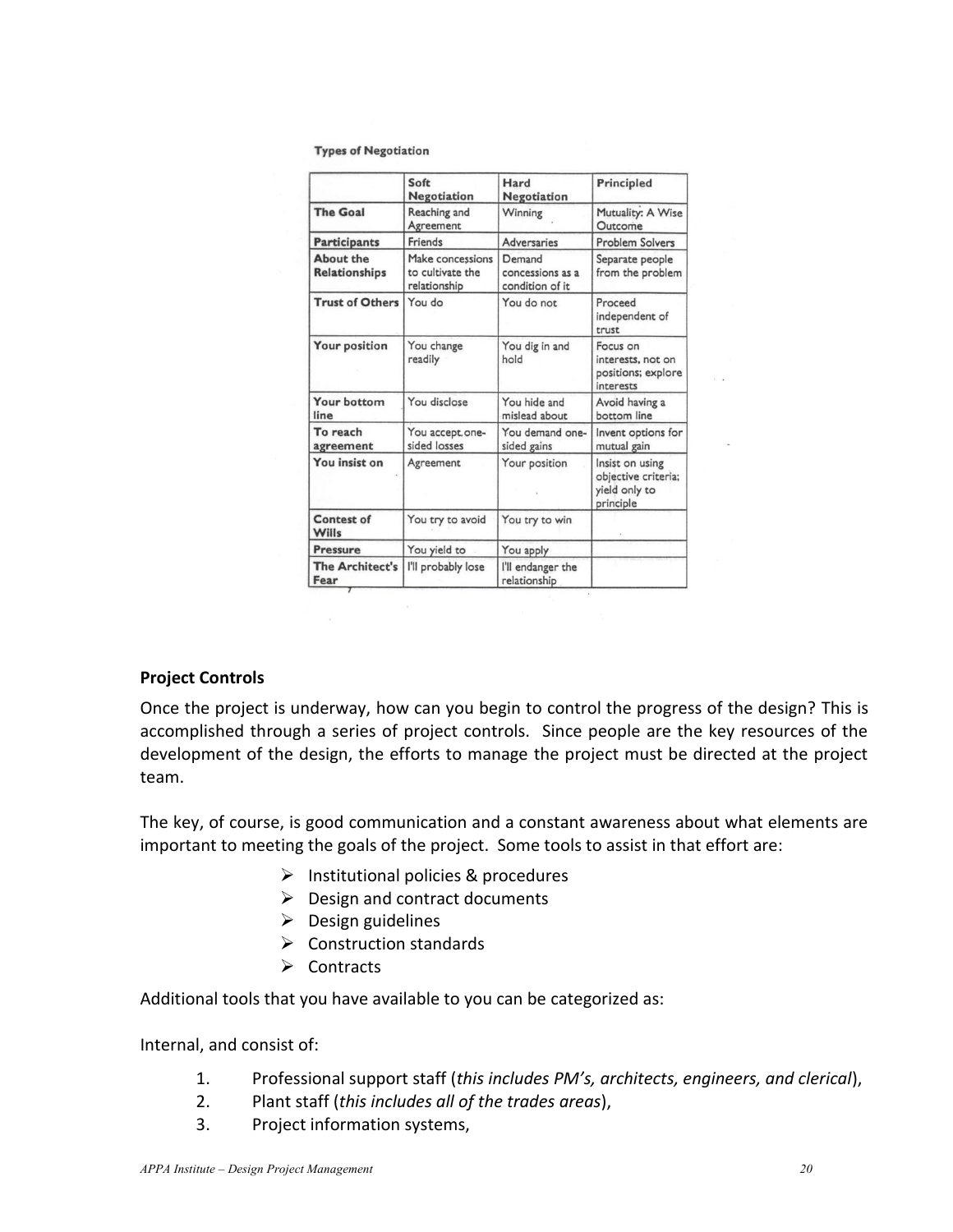**Types of Negotiation**

| | Soft Negotiation | Hard Negotiation | Principled |
|---|---|---|---|
| **The Goal** | Reaching and Agreement | Winning | Mutuality: A Wise Outcome |
| **Participants** | Friends | Adversaries | Problem Solvers |
| **About the Relationships** | Make concessions to cultivate the relationship | Demand concessions as a condition of it | Separate people from the problem |
| **Trust of Others** | You do | You do not | Proceed independent of trust |
| **Your position** | You change readily | You dig in and hold | Focus on interests, not on positions; explore interests |
| **Your bottom line** | You disclose | You hide and mislead about | Avoid having a bottom line |
| **To reach agreement** | You accept one-sided losses | You demand one-sided gains | Invent options for mutual gain |
| **You insist on** | Agreement | Your position | Insist on using objective criteria; yield only to principle |
| **Contest of Wills** | You try to avoid | You try to win | |
| **Pressure** | You yield to | You apply | |
| **The Architect's Fear** | I'll probably lose | I'll endanger the relationship | |

**Project Controls**

Once the project is underway, how can you begin to control the progress of the design? This is accomplished through a series of project controls. Since people are the key resources of the development of the design, the efforts to manage the project must be directed at the project team.

The key, of course, is good communication and a constant awareness about what elements are important to meeting the goals of the project. Some tools to assist in that effort are:

- Institutional policies & procedures
- Design and contract documents
- Design guidelines
- Construction standards
- Contracts

Additional tools that you have available to you can be categorized as:

Internal, and consist of:

1. Professional support staff (*this includes PM's, architects, engineers, and clerical*),
2. Plant staff (*this includes all of the trades areas*),
3. Project information systems,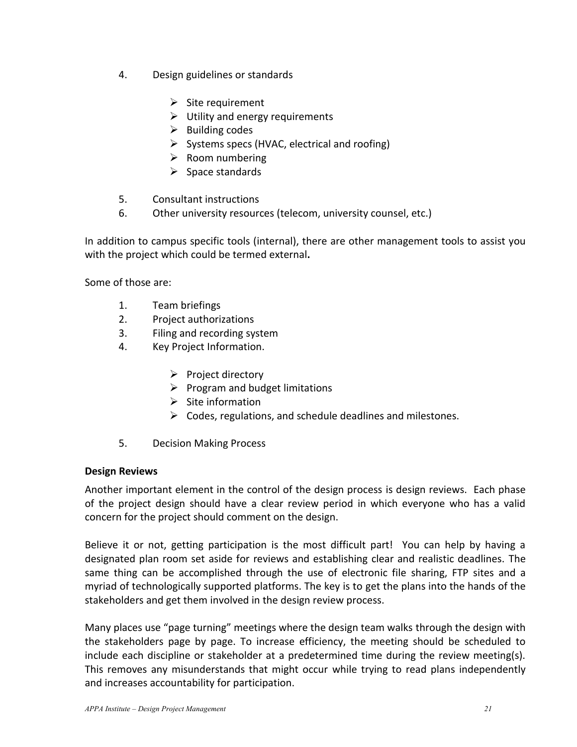4. Design guidelines or standards

    - Site requirement
    - Utility and energy requirements
    - Building codes
    - Systems specs (HVAC, electrical and roofing)
    - Room numbering
    - Space standards

5. Consultant instructions
6. Other university resources (telecom, university counsel, etc.)

In addition to campus specific tools (internal), there are other management tools to assist you with the project which could be termed external**.**

Some of those are:

1. Team briefings
2. Project authorizations
3. Filing and recording system
4. Key Project Information.

    - Project directory
    - Program and budget limitations
    - Site information
    - Codes, regulations, and schedule deadlines and milestones.

5. Decision Making Process

**Design Reviews**

Another important element in the control of the design process is design reviews. Each phase of the project design should have a clear review period in which everyone who has a valid concern for the project should comment on the design.

Believe it or not, getting participation is the most difficult part! You can help by having a designated plan room set aside for reviews and establishing clear and realistic deadlines. The same thing can be accomplished through the use of electronic file sharing, FTP sites and a myriad of technologically supported platforms. The key is to get the plans into the hands of the stakeholders and get them involved in the design review process.

Many places use "page turning" meetings where the design team walks through the design with the stakeholders page by page. To increase efficiency, the meeting should be scheduled to include each discipline or stakeholder at a predetermined time during the review meeting(s). This removes any misunderstands that might occur while trying to read plans independently and increases accountability for participation.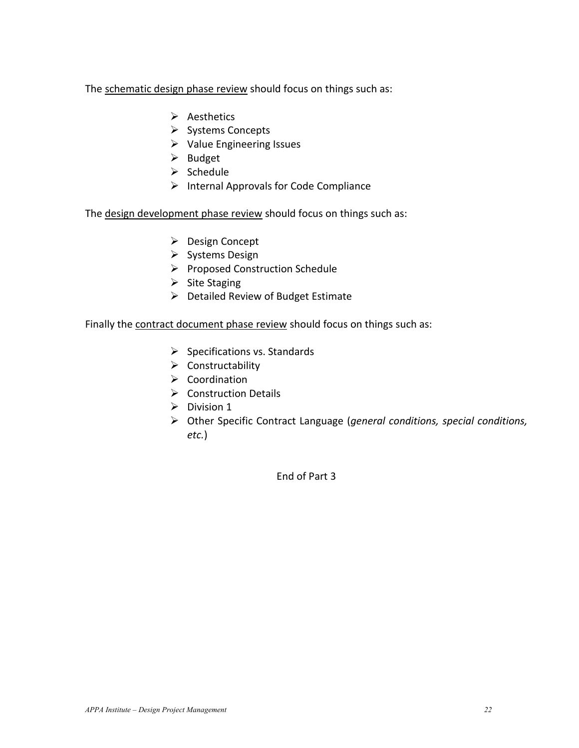The <u>schematic design phase review</u> should focus on things such as:

- Aesthetics
- Systems Concepts
- Value Engineering Issues
- Budget
- Schedule
- Internal Approvals for Code Compliance

The <u>design development phase review</u> should focus on things such as:

- Design Concept
- Systems Design
- Proposed Construction Schedule
- Site Staging
- Detailed Review of Budget Estimate

Finally the <u>contract document phase review</u> should focus on things such as:

- Specifications vs. Standards
- Constructability
- Coordination
- Construction Details
- Division 1
- Other Specific Contract Language (*general conditions, special conditions, etc.*)

End of Part 3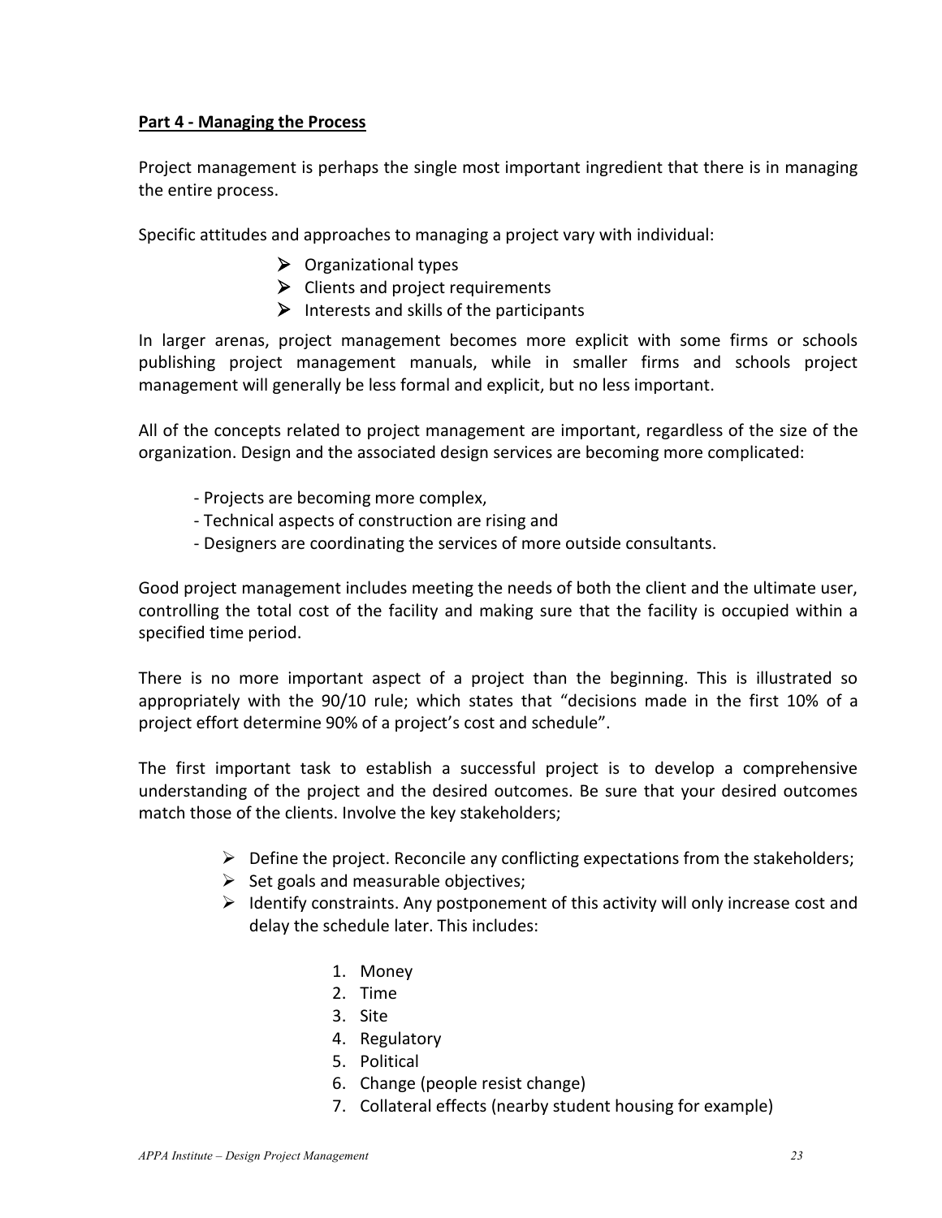**Part 4 - Managing the Process**

Project management is perhaps the single most important ingredient that there is in managing the entire process.

Specific attitudes and approaches to managing a project vary with individual:

- Organizational types
- Clients and project requirements
- Interests and skills of the participants

In larger arenas, project management becomes more explicit with some firms or schools publishing project management manuals, while in smaller firms and schools project management will generally be less formal and explicit, but no less important.

All of the concepts related to project management are important, regardless of the size of the organization. Design and the associated design services are becoming more complicated:

- Projects are becoming more complex,
- Technical aspects of construction are rising and
- Designers are coordinating the services of more outside consultants.

Good project management includes meeting the needs of both the client and the ultimate user, controlling the total cost of the facility and making sure that the facility is occupied within a specified time period.

There is no more important aspect of a project than the beginning. This is illustrated so appropriately with the 90/10 rule; which states that "decisions made in the first 10% of a project effort determine 90% of a project's cost and schedule".

The first important task to establish a successful project is to develop a comprehensive understanding of the project and the desired outcomes. Be sure that your desired outcomes match those of the clients. Involve the key stakeholders;

- Define the project. Reconcile any conflicting expectations from the stakeholders;
- Set goals and measurable objectives;
- Identify constraints. Any postponement of this activity will only increase cost and delay the schedule later. This includes:

    1. Money
    2. Time
    3. Site
    4. Regulatory
    5. Political
    6. Change (people resist change)
    7. Collateral effects (nearby student housing for example)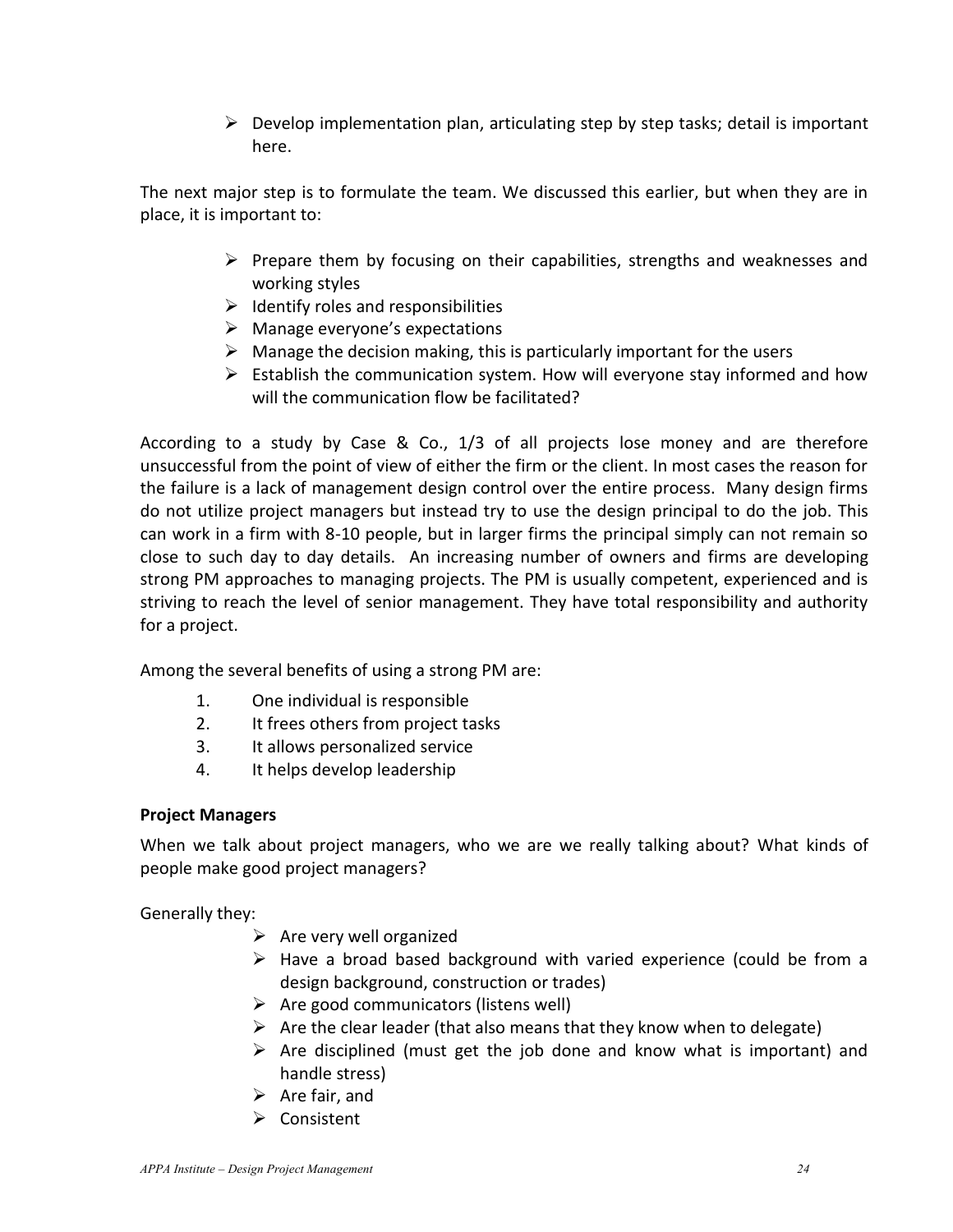- Develop implementation plan, articulating step by step tasks; detail is important here.

The next major step is to formulate the team. We discussed this earlier, but when they are in place, it is important to:

- Prepare them by focusing on their capabilities, strengths and weaknesses and working styles
- Identify roles and responsibilities
- Manage everyone's expectations
- Manage the decision making, this is particularly important for the users
- Establish the communication system. How will everyone stay informed and how will the communication flow be facilitated?

According to a study by Case & Co., 1/3 of all projects lose money and are therefore unsuccessful from the point of view of either the firm or the client. In most cases the reason for the failure is a lack of management design control over the entire process. Many design firms do not utilize project managers but instead try to use the design principal to do the job. This can work in a firm with 8-10 people, but in larger firms the principal simply can not remain so close to such day to day details. An increasing number of owners and firms are developing strong PM approaches to managing projects. The PM is usually competent, experienced and is striving to reach the level of senior management. They have total responsibility and authority for a project.

Among the several benefits of using a strong PM are:

1. One individual is responsible
2. It frees others from project tasks
3. It allows personalized service
4. It helps develop leadership

### Project Managers

When we talk about project managers, who we are we really talking about? What kinds of people make good project managers?

Generally they:

- Are very well organized
- Have a broad based background with varied experience (could be from a design background, construction or trades)
- Are good communicators (listens well)
- Are the clear leader (that also means that they know when to delegate)
- Are disciplined (must get the job done and know what is important) and handle stress)
- Are fair, and
- Consistent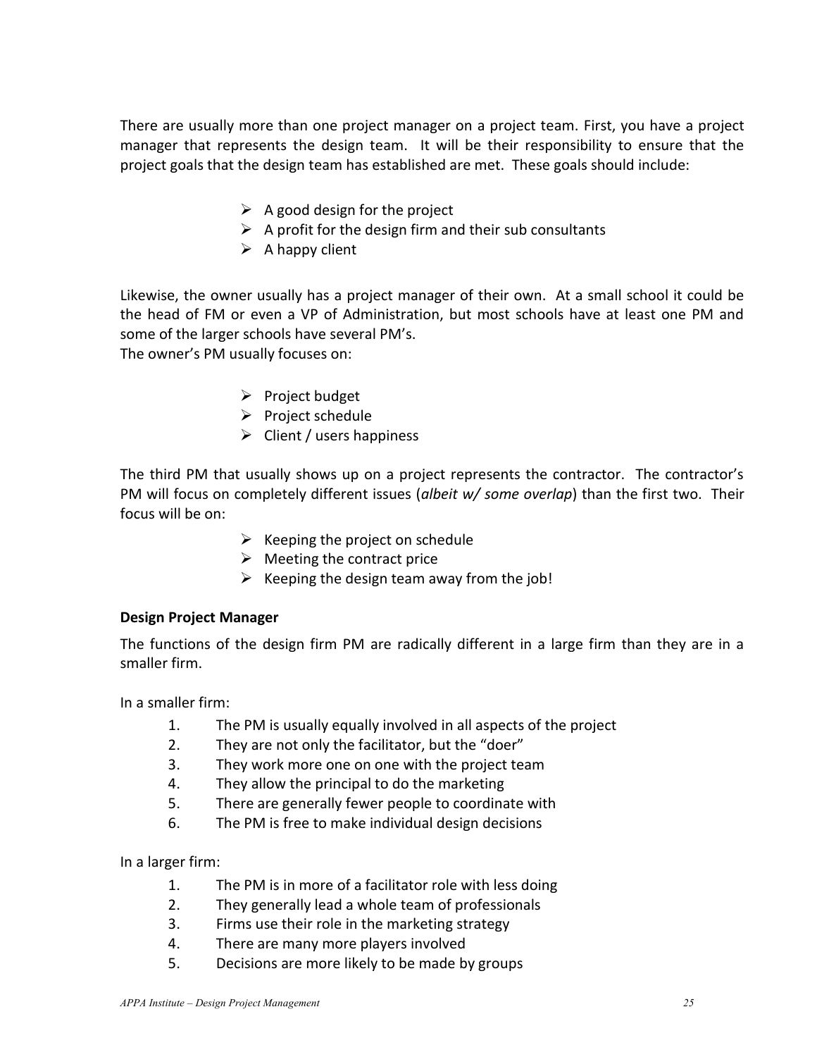There are usually more than one project manager on a project team. First, you have a project manager that represents the design team. It will be their responsibility to ensure that the project goals that the design team has established are met. These goals should include:

- A good design for the project
- A profit for the design firm and their sub consultants
- A happy client

Likewise, the owner usually has a project manager of their own. At a small school it could be the head of FM or even a VP of Administration, but most schools have at least one PM and some of the larger schools have several PM's.
The owner's PM usually focuses on:

- Project budget
- Project schedule
- Client / users happiness

The third PM that usually shows up on a project represents the contractor. The contractor's PM will focus on completely different issues (*albeit w/ some overlap*) than the first two. Their focus will be on:

- Keeping the project on schedule
- Meeting the contract price
- Keeping the design team away from the job!

**Design Project Manager**

The functions of the design firm PM are radically different in a large firm than they are in a smaller firm.

In a smaller firm:

1. The PM is usually equally involved in all aspects of the project
2. They are not only the facilitator, but the "doer"
3. They work more one on one with the project team
4. They allow the principal to do the marketing
5. There are generally fewer people to coordinate with
6. The PM is free to make individual design decisions

In a larger firm:

1. The PM is in more of a facilitator role with less doing
2. They generally lead a whole team of professionals
3. Firms use their role in the marketing strategy
4. There are many more players involved
5. Decisions are more likely to be made by groups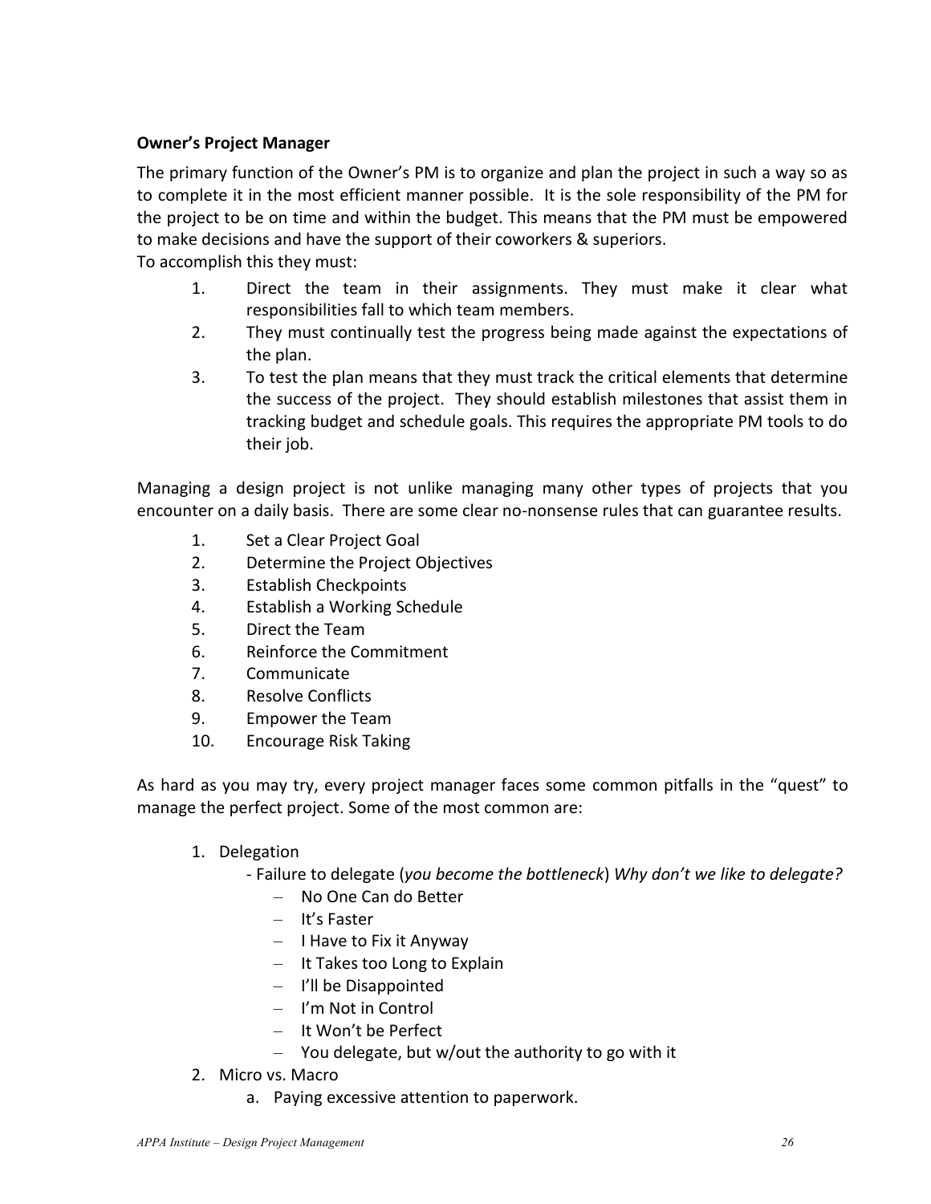**Owner's Project Manager**

The primary function of the Owner's PM is to organize and plan the project in such a way so as to complete it in the most efficient manner possible. It is the sole responsibility of the PM for the project to be on time and within the budget. This means that the PM must be empowered to make decisions and have the support of their coworkers & superiors.
To accomplish this they must:

1. Direct the team in their assignments. They must make it clear what responsibilities fall to which team members.
2. They must continually test the progress being made against the expectations of the plan.
3. To test the plan means that they must track the critical elements that determine the success of the project. They should establish milestones that assist them in tracking budget and schedule goals. This requires the appropriate PM tools to do their job.

Managing a design project is not unlike managing many other types of projects that you encounter on a daily basis. There are some clear no-nonsense rules that can guarantee results.

1. Set a Clear Project Goal
2. Determine the Project Objectives
3. Establish Checkpoints
4. Establish a Working Schedule
5. Direct the Team
6. Reinforce the Commitment
7. Communicate
8. Resolve Conflicts
9. Empower the Team
10. Encourage Risk Taking

As hard as you may try, every project manager faces some common pitfalls in the "quest" to manage the perfect project. Some of the most common are:

1. Delegation
   - Failure to delegate (*you become the bottleneck*) *Why don't we like to delegate?*
     - No One Can do Better
     - It's Faster
     - I Have to Fix it Anyway
     - It Takes too Long to Explain
     - I'll be Disappointed
     - I'm Not in Control
     - It Won't be Perfect
     - You delegate, but w/out the authority to go with it
2. Micro vs. Macro
   a. Paying excessive attention to paperwork.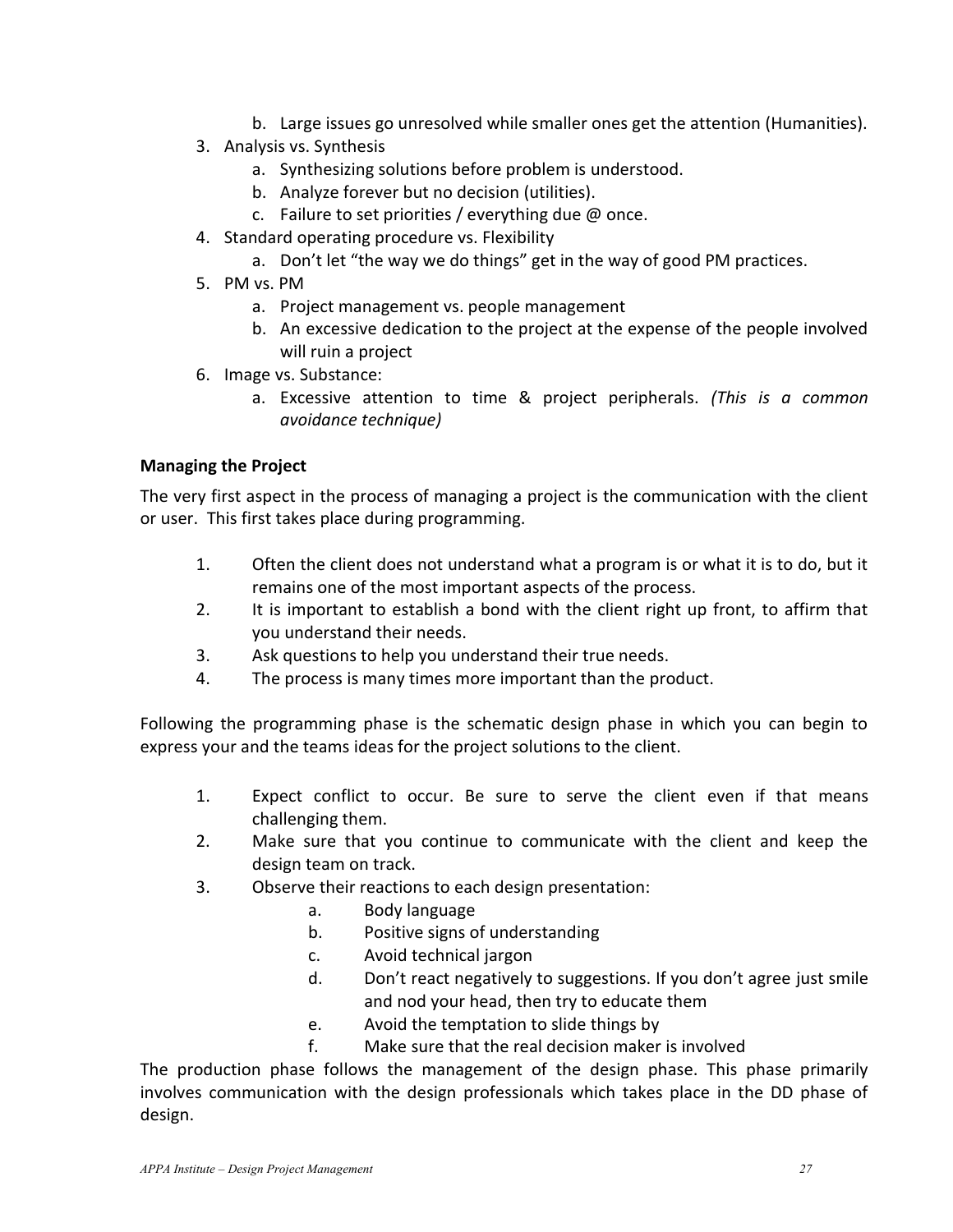b. Large issues go unresolved while smaller ones get the attention (Humanities).
3. Analysis vs. Synthesis
   a. Synthesizing solutions before problem is understood.
   b. Analyze forever but no decision (utilities).
   c. Failure to set priorities / everything due @ once.
4. Standard operating procedure vs. Flexibility
   a. Don't let "the way we do things" get in the way of good PM practices.
5. PM vs. PM
   a. Project management vs. people management
   b. An excessive dedication to the project at the expense of the people involved will ruin a project
6. Image vs. Substance:
   a. Excessive attention to time & project peripherals. *(This is a common avoidance technique)*

**Managing the Project**

The very first aspect in the process of managing a project is the communication with the client or user. This first takes place during programming.

1. Often the client does not understand what a program is or what it is to do, but it remains one of the most important aspects of the process.
2. It is important to establish a bond with the client right up front, to affirm that you understand their needs.
3. Ask questions to help you understand their true needs.
4. The process is many times more important than the product.

Following the programming phase is the schematic design phase in which you can begin to express your and the teams ideas for the project solutions to the client.

1. Expect conflict to occur. Be sure to serve the client even if that means challenging them.
2. Make sure that you continue to communicate with the client and keep the design team on track.
3. Observe their reactions to each design presentation:
   a. Body language
   b. Positive signs of understanding
   c. Avoid technical jargon
   d. Don't react negatively to suggestions. If you don't agree just smile and nod your head, then try to educate them
   e. Avoid the temptation to slide things by
   f. Make sure that the real decision maker is involved

The production phase follows the management of the design phase. This phase primarily involves communication with the design professionals which takes place in the DD phase of design.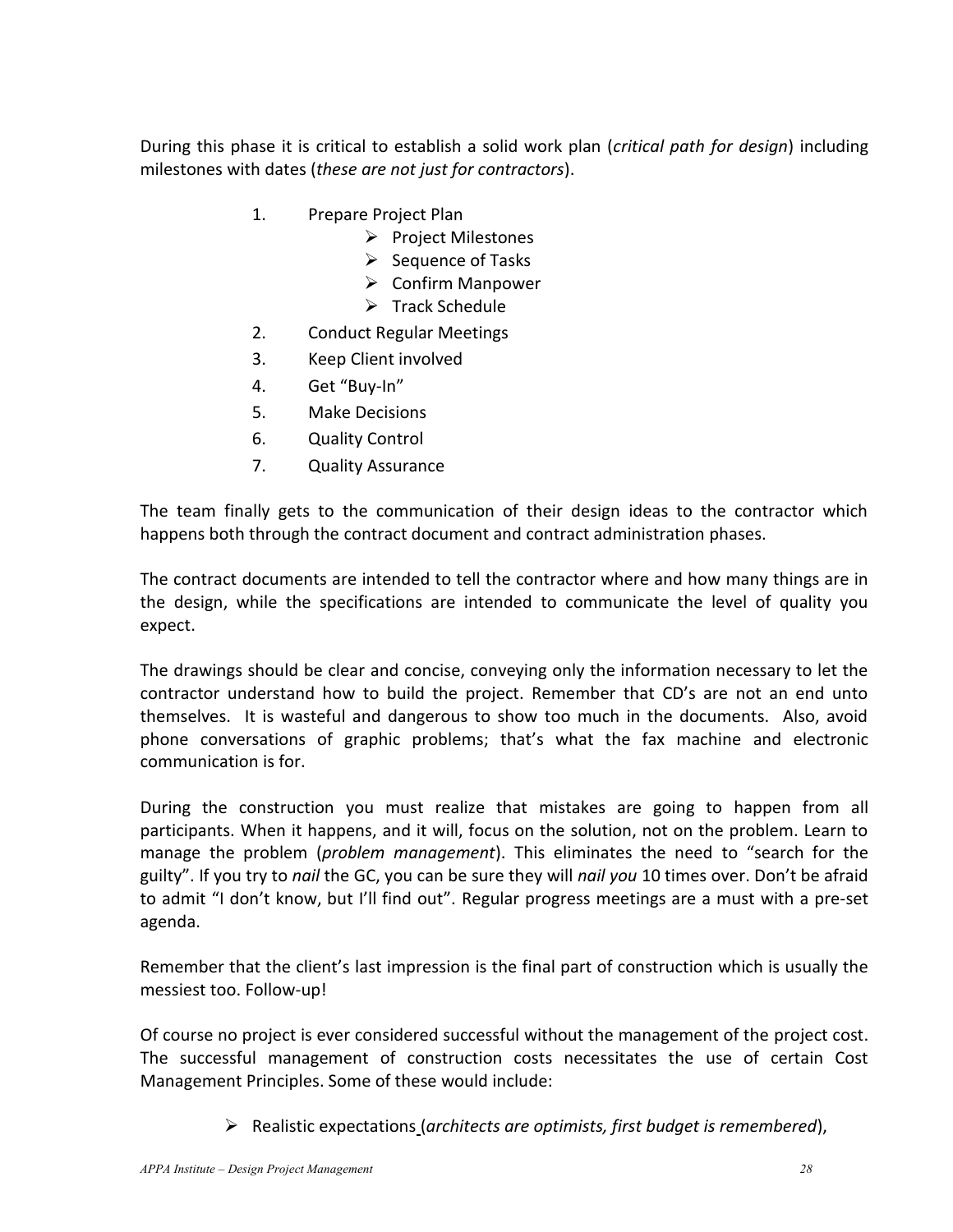During this phase it is critical to establish a solid work plan (*critical path for design*) including milestones with dates (*these are not just for contractors*).

1. Prepare Project Plan
   - Project Milestones
   - Sequence of Tasks
   - Confirm Manpower
   - Track Schedule
2. Conduct Regular Meetings
3. Keep Client involved
4. Get "Buy-In"
5. Make Decisions
6. Quality Control
7. Quality Assurance

The team finally gets to the communication of their design ideas to the contractor which happens both through the contract document and contract administration phases.

The contract documents are intended to tell the contractor where and how many things are in the design, while the specifications are intended to communicate the level of quality you expect.

The drawings should be clear and concise, conveying only the information necessary to let the contractor understand how to build the project. Remember that CD's are not an end unto themselves. It is wasteful and dangerous to show too much in the documents. Also, avoid phone conversations of graphic problems; that's what the fax machine and electronic communication is for.

During the construction you must realize that mistakes are going to happen from all participants. When it happens, and it will, focus on the solution, not on the problem. Learn to manage the problem (*problem management*). This eliminates the need to "search for the guilty". If you try to *nail* the GC, you can be sure they will *nail you* 10 times over. Don't be afraid to admit "I don't know, but I'll find out". Regular progress meetings are a must with a pre-set agenda.

Remember that the client's last impression is the final part of construction which is usually the messiest too. Follow-up!

Of course no project is ever considered successful without the management of the project cost. The successful management of construction costs necessitates the use of certain Cost Management Principles. Some of these would include:

- Realistic expectations (*architects are optimists, first budget is remembered*),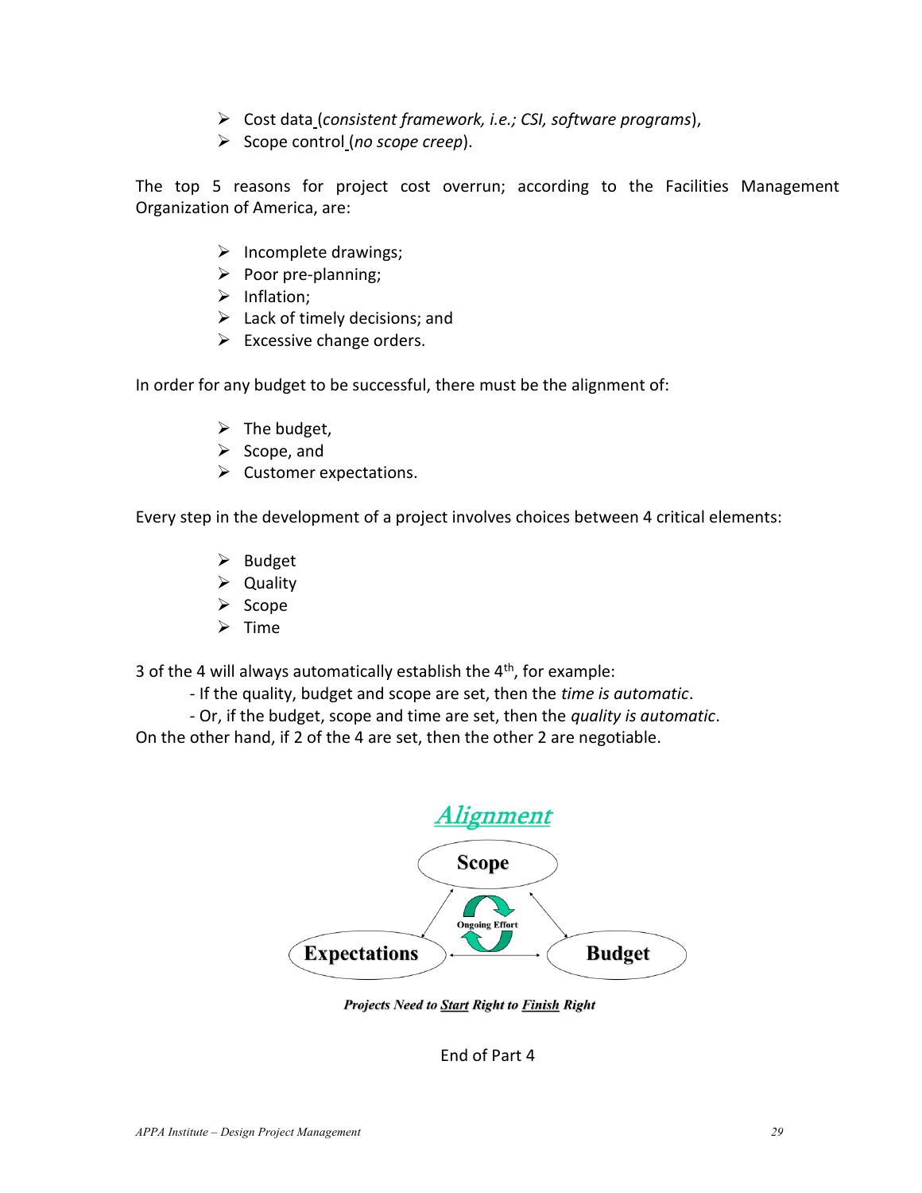- Cost data (*consistent framework, i.e.; CSI, software programs*),
- Scope control (*no scope creep*).

The top 5 reasons for project cost overrun; according to the Facilities Management Organization of America, are:

- Incomplete drawings;
- Poor pre-planning;
- Inflation;
- Lack of timely decisions; and
- Excessive change orders.

In order for any budget to be successful, there must be the alignment of:

- The budget,
- Scope, and
- Customer expectations.

Every step in the development of a project involves choices between 4 critical elements:

- Budget
- Quality
- Scope
- Time

3 of the 4 will always automatically establish the 4th, for example:

- If the quality, budget and scope are set, then the *time is automatic*.
- Or, if the budget, scope and time are set, then the *quality is automatic*.

On the other hand, if 2 of the 4 are set, then the other 2 are negotiable.

Alignment

Scope

Ongoing Effort

Expectations

Budget

***Projects Need to Start Right to Finish Right***

End of Part 4